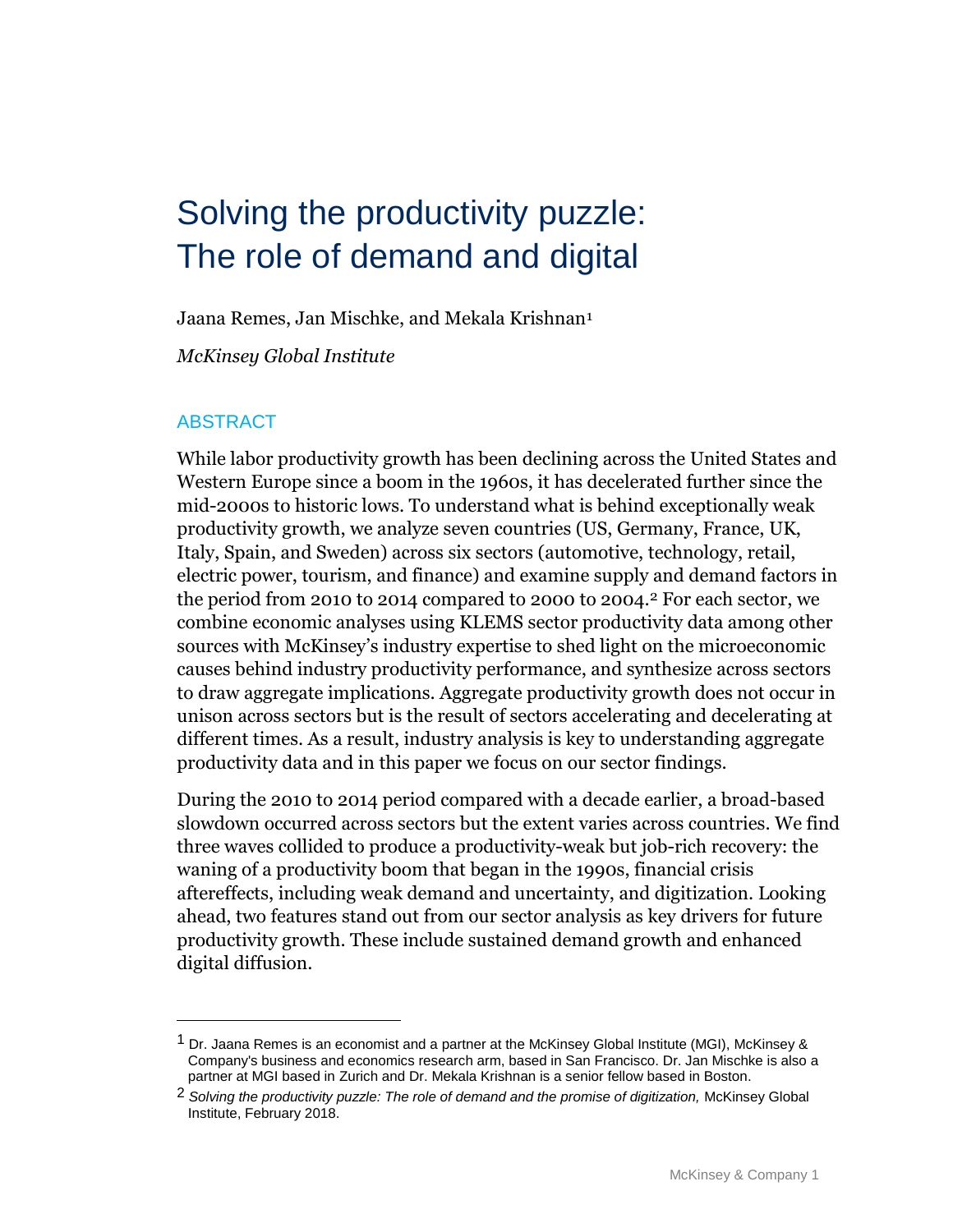# Solving the productivity puzzle: The role of demand and digital

Jaana Remes, Jan Mischke, and Mekala Krishnan[1]

*McKinsey Global Institute*

## ABSTRACT

While labor productivity growth has been declining across the United States and Western Europe since a boom in the 1960s, it has decelerated further since the mid-2000s to historic lows. To understand what is behind exceptionally weak productivity growth, we analyze seven countries (US, Germany, France, UK, Italy, Spain, and Sweden) across six sectors (automotive, technology, retail, electric power, tourism, and finance) and examine supply and demand factors in the period from 2010 to 2014 compared to 2000 to 2004.[2] For each sector, we combine economic analyses using KLEMS sector productivity data among other sources with McKinsey's industry expertise to shed light on the microeconomic causes behind industry productivity performance, and synthesize across sectors to draw aggregate implications. Aggregate productivity growth does not occur in unison across sectors but is the result of sectors accelerating and decelerating at different times. As a result, industry analysis is key to understanding aggregate productivity data and in this paper we focus on our sector findings.

During the 2010 to 2014 period compared with a decade earlier, a broad-based slowdown occurred across sectors but the extent varies across countries. We find three waves collided to produce a productivity-weak but job-rich recovery: the waning of a productivity boom that began in the 1990s, financial crisis aftereffects, including weak demand and uncertainty, and digitization. Looking ahead, two features stand out from our sector analysis as key drivers for future productivity growth. These include sustained demand growth and enhanced digital diffusion.

---

[1] Dr. Jaana Remes is an economist and a partner at the McKinsey Global Institute (MGI), McKinsey & Company's business and economics research arm, based in San Francisco. Dr. Jan Mischke is also a partner at MGI based in Zurich and Dr. Mekala Krishnan is a senior fellow based in Boston.

[2] *Solving the productivity puzzle: The role of demand and the promise of digitization,* McKinsey Global Institute, February 2018.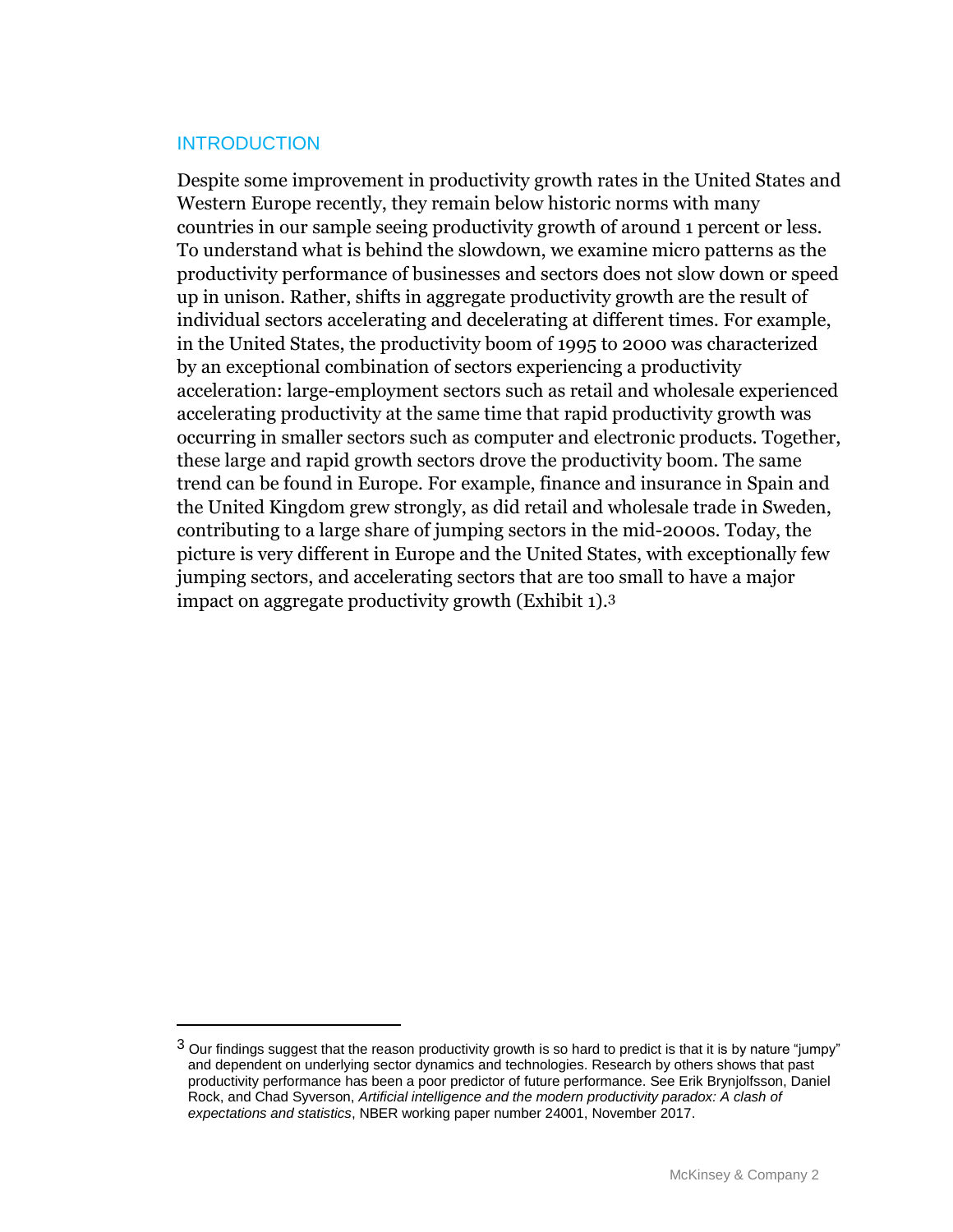## INTRODUCTION

Despite some improvement in productivity growth rates in the United States and Western Europe recently, they remain below historic norms with many countries in our sample seeing productivity growth of around 1 percent or less. To understand what is behind the slowdown, we examine micro patterns as the productivity performance of businesses and sectors does not slow down or speed up in unison. Rather, shifts in aggregate productivity growth are the result of individual sectors accelerating and decelerating at different times. For example, in the United States, the productivity boom of 1995 to 2000 was characterized by an exceptional combination of sectors experiencing a productivity acceleration: large-employment sectors such as retail and wholesale experienced accelerating productivity at the same time that rapid productivity growth was occurring in smaller sectors such as computer and electronic products. Together, these large and rapid growth sectors drove the productivity boom. The same trend can be found in Europe. For example, finance and insurance in Spain and the United Kingdom grew strongly, as did retail and wholesale trade in Sweden, contributing to a large share of jumping sectors in the mid-2000s. Today, the picture is very different in Europe and the United States, with exceptionally few jumping sectors, and accelerating sectors that are too small to have a major impact on aggregate productivity growth (Exhibit 1).[3]

---

[3] Our findings suggest that the reason productivity growth is so hard to predict is that it is by nature "jumpy" and dependent on underlying sector dynamics and technologies. Research by others shows that past productivity performance has been a poor predictor of future performance. See Erik Brynjolfsson, Daniel Rock, and Chad Syverson, *Artificial intelligence and the modern productivity paradox: A clash of expectations and statistics*, NBER working paper number 24001, November 2017.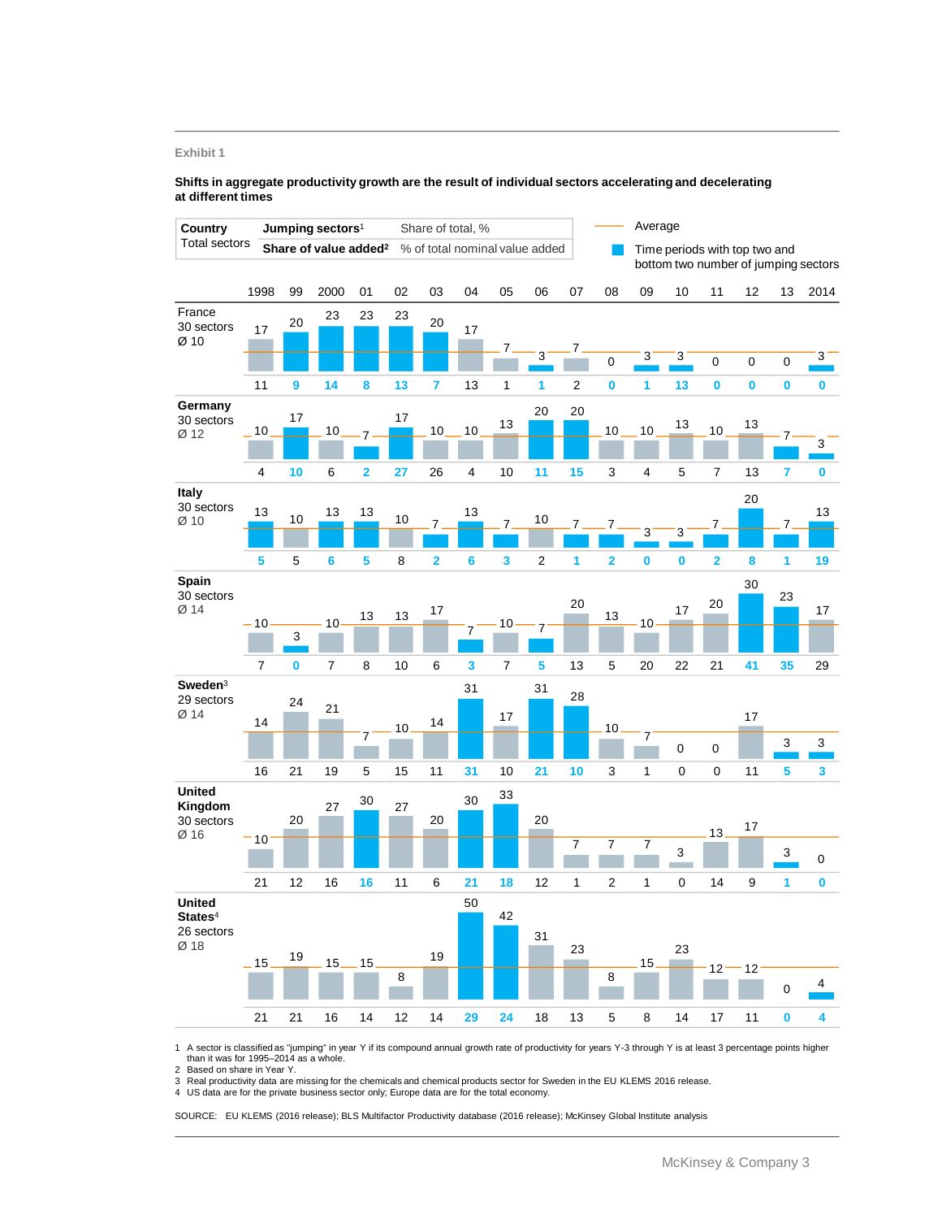Exhibit 1

**Shifts in aggregate productivity growth are the result of individual sectors accelerating and decelerating at different times**

| Country / Total sectors | Metric | 1998 | 99 | 2000 | 01 | 02 | 03 | 04 | 05 | 06 | 07 | 08 | 09 | 10 | 11 | 12 | 13 | 2014 |
|---|---|---|---|---|---|---|---|---|---|---|---|---|---|---|---|---|---|---|
| France, 30 sectors, Ø 10 | Jumping sectors[1] (share of total, %) | 17 | 20 | 23 | 23 | 23 | 20 | 17 | 7 | 3 | 7 | 0 | 3 | 3 | 0 | 0 | 0 | 3 |
| | Share of value added[2] (% of total nominal value added) | 11 | 9 | 14 | 8 | 13 | 7 | 13 | 1 | 1 | 2 | 0 | 1 | 13 | 0 | 0 | 0 | 0 |
| Germany, 30 sectors, Ø 12 | Jumping sectors[1] (share of total, %) | 10 | 17 | 10 | 7 | 17 | 10 | 10 | 13 | 20 | 20 | 10 | 10 | 13 | 10 | 13 | 7 | 3 |
| | Share of value added[2] (% of total nominal value added) | 4 | 10 | 6 | 2 | 27 | 26 | 4 | 10 | 11 | 15 | 3 | 4 | 5 | 7 | 13 | 7 | 0 |
| Italy, 30 sectors, Ø 10 | Jumping sectors[1] (share of total, %) | 13 | 10 | 13 | 13 | 10 | 7 | 13 | 7 | 10 | 7 | 7 | 3 | 3 | 7 | 20 | 7 | 13 |
| | Share of value added[2] (% of total nominal value added) | 5 | 5 | 6 | 5 | 8 | 2 | 6 | 3 | 2 | 1 | 2 | 0 | 0 | 2 | 8 | 1 | 19 |
| Spain, 30 sectors, Ø 14 | Jumping sectors[1] (share of total, %) | 10 | 3 | 10 | 13 | 13 | 17 | 7 | 10 | 7 | 20 | 13 | 10 | 17 | 20 | 30 | 23 | 17 |
| | Share of value added[2] (% of total nominal value added) | 7 | 0 | 7 | 8 | 10 | 6 | 3 | 7 | 5 | 13 | 5 | 20 | 22 | 21 | 41 | 35 | 29 |
| Sweden[3], 29 sectors, Ø 14 | Jumping sectors[1] (share of total, %) | 14 | 24 | 21 | 7 | 10 | 14 | 31 | 17 | 31 | 28 | 10 | 7 | 0 | 0 | 17 | 3 | 3 |
| | Share of value added[2] (% of total nominal value added) | 16 | 21 | 19 | 5 | 15 | 11 | 31 | 10 | 21 | 10 | 3 | 1 | 0 | 0 | 11 | 5 | 3 |
| United Kingdom, 30 sectors, Ø 16 | Jumping sectors[1] (share of total, %) | 10 | 20 | 27 | 30 | 27 | 20 | 30 | 33 | 20 | 7 | 7 | 7 | 3 | 13 | 17 | 3 | 0 |
| | Share of value added[2] (% of total nominal value added) | 21 | 12 | 16 | 16 | 11 | 6 | 21 | 18 | 12 | 1 | 2 | 1 | 0 | 14 | 9 | 1 | 0 |
| United States[4], 26 sectors, Ø 18 | Jumping sectors[1] (share of total, %) | 15 | 19 | 15 | 15 | 8 | 19 | 50 | 42 | 31 | 23 | 8 | 15 | 23 | 12 | 12 | 0 | 4 |
| | Share of value added[2] (% of total nominal value added) | 21 | 21 | 16 | 14 | 12 | 14 | 29 | 24 | 18 | 13 | 5 | 8 | 14 | 17 | 11 | 0 | 4 |

Legend: Average; Time periods with top two and bottom two number of jumping sectors

1 A sector is classified as "jumping" in year Y if its compound annual growth rate of productivity for years Y-3 through Y is at least 3 percentage points higher than it was for 1995–2014 as a whole.
2 Based on share in Year Y.
3 Real productivity data are missing for the chemicals and chemical products sector for Sweden in the EU KLEMS 2016 release.
4 US data are for the private business sector only; Europe data are for the total economy.

SOURCE: EU KLEMS (2016 release); BLS Multifactor Productivity database (2016 release); McKinsey Global Institute analysis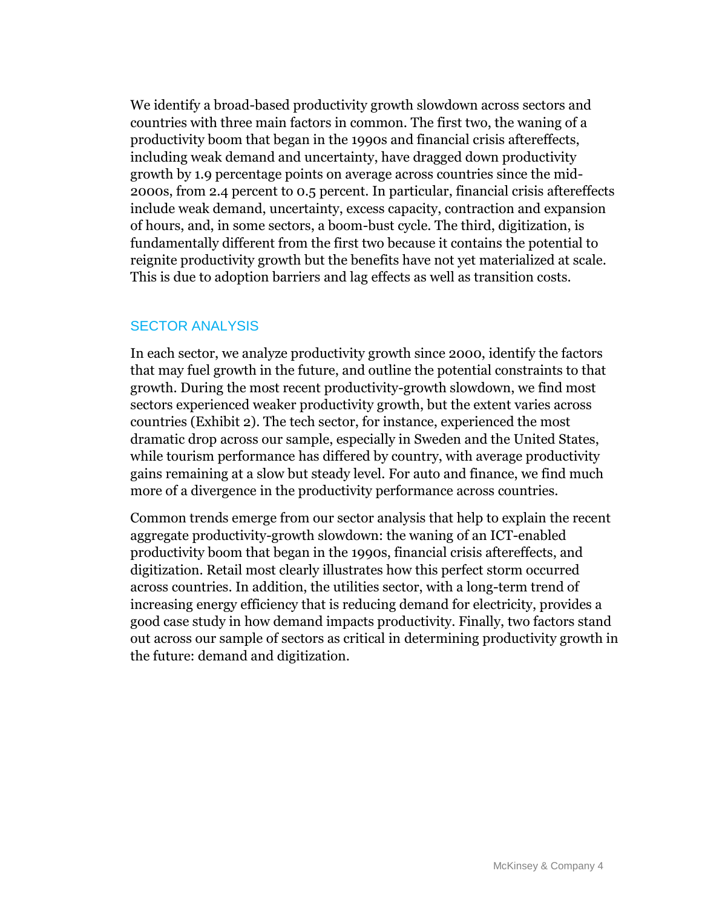We identify a broad-based productivity growth slowdown across sectors and countries with three main factors in common. The first two, the waning of a productivity boom that began in the 1990s and financial crisis aftereffects, including weak demand and uncertainty, have dragged down productivity growth by 1.9 percentage points on average across countries since the mid-2000s, from 2.4 percent to 0.5 percent. In particular, financial crisis aftereffects include weak demand, uncertainty, excess capacity, contraction and expansion of hours, and, in some sectors, a boom-bust cycle. The third, digitization, is fundamentally different from the first two because it contains the potential to reignite productivity growth but the benefits have not yet materialized at scale. This is due to adoption barriers and lag effects as well as transition costs.

## SECTOR ANALYSIS

In each sector, we analyze productivity growth since 2000, identify the factors that may fuel growth in the future, and outline the potential constraints to that growth. During the most recent productivity-growth slowdown, we find most sectors experienced weaker productivity growth, but the extent varies across countries (Exhibit 2). The tech sector, for instance, experienced the most dramatic drop across our sample, especially in Sweden and the United States, while tourism performance has differed by country, with average productivity gains remaining at a slow but steady level. For auto and finance, we find much more of a divergence in the productivity performance across countries.

Common trends emerge from our sector analysis that help to explain the recent aggregate productivity-growth slowdown: the waning of an ICT-enabled productivity boom that began in the 1990s, financial crisis aftereffects, and digitization. Retail most clearly illustrates how this perfect storm occurred across countries. In addition, the utilities sector, with a long-term trend of increasing energy efficiency that is reducing demand for electricity, provides a good case study in how demand impacts productivity. Finally, two factors stand out across our sample of sectors as critical in determining productivity growth in the future: demand and digitization.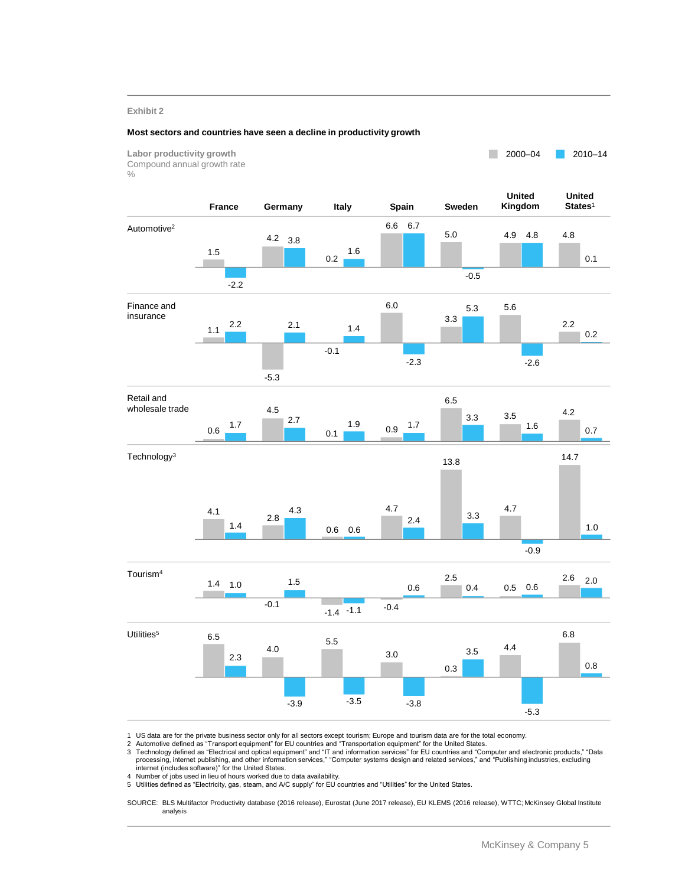Exhibit 2

**Most sectors and countries have seen a decline in productivity growth**

Labor productivity growth
Compound annual growth rate
%

| Sector | Period | France | Germany | Italy | Spain | Sweden | United Kingdom | United States[1] |
|---|---|---|---|---|---|---|---|---|
| Automotive[2] | 2000–04 | 1.5 | 4.2 | 0.2 | 6.6 | 5.0 | 4.9 | 4.8 |
| | 2010–14 | -2.2 | 3.8 | 1.6 | 6.7 | -0.5 | 4.8 | 0.1 |
| Finance and insurance | 2000–04 | 1.1 | -5.3 | -0.1 | 6.0 | 3.3 | 5.6 | 2.2 |
| | 2010–14 | 2.2 | 2.1 | 1.4 | -2.3 | 5.3 | -2.6 | 0.2 |
| Retail and wholesale trade | 2000–04 | 0.6 | 4.5 | 0.1 | 0.9 | 6.5 | 3.5 | 4.2 |
| | 2010–14 | 1.7 | 2.7 | 1.9 | 1.7 | 3.3 | 1.6 | 0.7 |
| Technology[3] | 2000–04 | 4.1 | 2.8 | 0.6 | 4.7 | 13.8 | 4.7 | 14.7 |
| | 2010–14 | 1.4 | 4.3 | 0.6 | 2.4 | 3.3 | -0.9 | 1.0 |
| Tourism[4] | 2000–04 | 1.4 | -0.1 | -1.4 | -0.4 | 2.5 | 0.5 | 2.6 |
| | 2010–14 | 1.0 | 1.5 | -1.1 | 0.6 | 0.4 | 0.6 | 2.0 |
| Utilities[5] | 2000–04 | 6.5 | 4.0 | 5.5 | 3.0 | 0.3 | 4.4 | 6.8 |
| | 2010–14 | 2.3 | -3.9 | -3.5 | -3.8 | 3.5 | -5.3 | 0.8 |

1 US data are for the private business sector only for all sectors except tourism; Europe and tourism data are for the total economy.
2 Automotive defined as "Transport equipment" for EU countries and "Transportation equipment" for the United States.
3 Technology defined as "Electrical and optical equipment" and "IT and information services" for EU countries and "Computer and electronic products," "Data processing, internet publishing, and other information services," "Computer systems design and related services," and "Publishing industries, excluding internet (includes software)" for the United States.
4 Number of jobs used in lieu of hours worked due to data availability.
5 Utilities defined as "Electricity, gas, steam, and A/C supply" for EU countries and "Utilities" for the United States.

SOURCE: BLS Multifactor Productivity database (2016 release), Eurostat (June 2017 release), EU KLEMS (2016 release), WTTC; McKinsey Global Institute analysis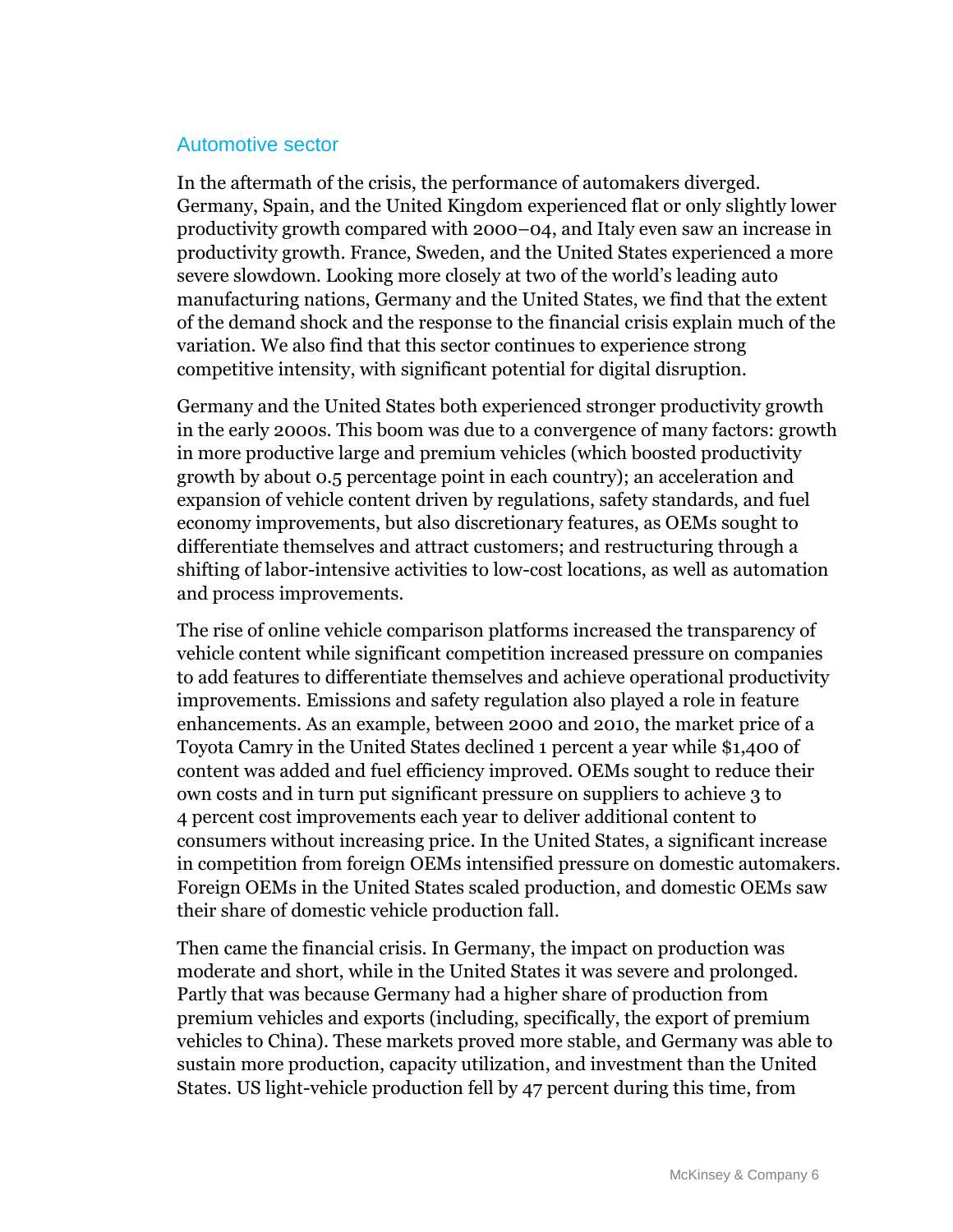## Automotive sector

In the aftermath of the crisis, the performance of automakers diverged. Germany, Spain, and the United Kingdom experienced flat or only slightly lower productivity growth compared with 2000–04, and Italy even saw an increase in productivity growth. France, Sweden, and the United States experienced a more severe slowdown. Looking more closely at two of the world's leading auto manufacturing nations, Germany and the United States, we find that the extent of the demand shock and the response to the financial crisis explain much of the variation. We also find that this sector continues to experience strong competitive intensity, with significant potential for digital disruption.

Germany and the United States both experienced stronger productivity growth in the early 2000s. This boom was due to a convergence of many factors: growth in more productive large and premium vehicles (which boosted productivity growth by about 0.5 percentage point in each country); an acceleration and expansion of vehicle content driven by regulations, safety standards, and fuel economy improvements, but also discretionary features, as OEMs sought to differentiate themselves and attract customers; and restructuring through a shifting of labor-intensive activities to low-cost locations, as well as automation and process improvements.

The rise of online vehicle comparison platforms increased the transparency of vehicle content while significant competition increased pressure on companies to add features to differentiate themselves and achieve operational productivity improvements. Emissions and safety regulation also played a role in feature enhancements. As an example, between 2000 and 2010, the market price of a Toyota Camry in the United States declined 1 percent a year while $1,400 of content was added and fuel efficiency improved. OEMs sought to reduce their own costs and in turn put significant pressure on suppliers to achieve 3 to 4 percent cost improvements each year to deliver additional content to consumers without increasing price. In the United States, a significant increase in competition from foreign OEMs intensified pressure on domestic automakers. Foreign OEMs in the United States scaled production, and domestic OEMs saw their share of domestic vehicle production fall.

Then came the financial crisis. In Germany, the impact on production was moderate and short, while in the United States it was severe and prolonged. Partly that was because Germany had a higher share of production from premium vehicles and exports (including, specifically, the export of premium vehicles to China). These markets proved more stable, and Germany was able to sustain more production, capacity utilization, and investment than the United States. US light-vehicle production fell by 47 percent during this time, from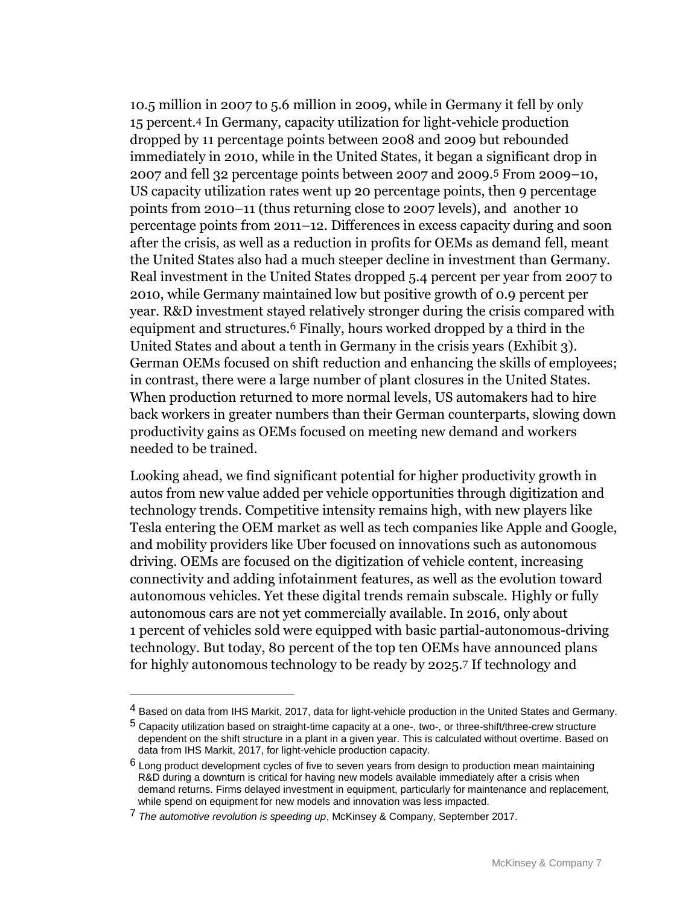10.5 million in 2007 to 5.6 million in 2009, while in Germany it fell by only 15 percent.[4] In Germany, capacity utilization for light-vehicle production dropped by 11 percentage points between 2008 and 2009 but rebounded immediately in 2010, while in the United States, it began a significant drop in 2007 and fell 32 percentage points between 2007 and 2009.[5] From 2009–10, US capacity utilization rates went up 20 percentage points, then 9 percentage points from 2010–11 (thus returning close to 2007 levels), and another 10 percentage points from 2011–12. Differences in excess capacity during and soon after the crisis, as well as a reduction in profits for OEMs as demand fell, meant the United States also had a much steeper decline in investment than Germany. Real investment in the United States dropped 5.4 percent per year from 2007 to 2010, while Germany maintained low but positive growth of 0.9 percent per year. R&D investment stayed relatively stronger during the crisis compared with equipment and structures.[6] Finally, hours worked dropped by a third in the United States and about a tenth in Germany in the crisis years (Exhibit 3). German OEMs focused on shift reduction and enhancing the skills of employees; in contrast, there were a large number of plant closures in the United States. When production returned to more normal levels, US automakers had to hire back workers in greater numbers than their German counterparts, slowing down productivity gains as OEMs focused on meeting new demand and workers needed to be trained.

Looking ahead, we find significant potential for higher productivity growth in autos from new value added per vehicle opportunities through digitization and technology trends. Competitive intensity remains high, with new players like Tesla entering the OEM market as well as tech companies like Apple and Google, and mobility providers like Uber focused on innovations such as autonomous driving. OEMs are focused on the digitization of vehicle content, increasing connectivity and adding infotainment features, as well as the evolution toward autonomous vehicles. Yet these digital trends remain subscale. Highly or fully autonomous cars are not yet commercially available. In 2016, only about 1 percent of vehicles sold were equipped with basic partial-autonomous-driving technology. But today, 80 percent of the top ten OEMs have announced plans for highly autonomous technology to be ready by 2025.[7] If technology and

---

[4] Based on data from IHS Markit, 2017, data for light-vehicle production in the United States and Germany.

[5] Capacity utilization based on straight-time capacity at a one-, two-, or three-shift/three-crew structure dependent on the shift structure in a plant in a given year. This is calculated without overtime. Based on data from IHS Markit, 2017, for light-vehicle production capacity.

[6] Long product development cycles of five to seven years from design to production mean maintaining R&D during a downturn is critical for having new models available immediately after a crisis when demand returns. Firms delayed investment in equipment, particularly for maintenance and replacement, while spend on equipment for new models and innovation was less impacted.

[7] *The automotive revolution is speeding up*, McKinsey & Company, September 2017.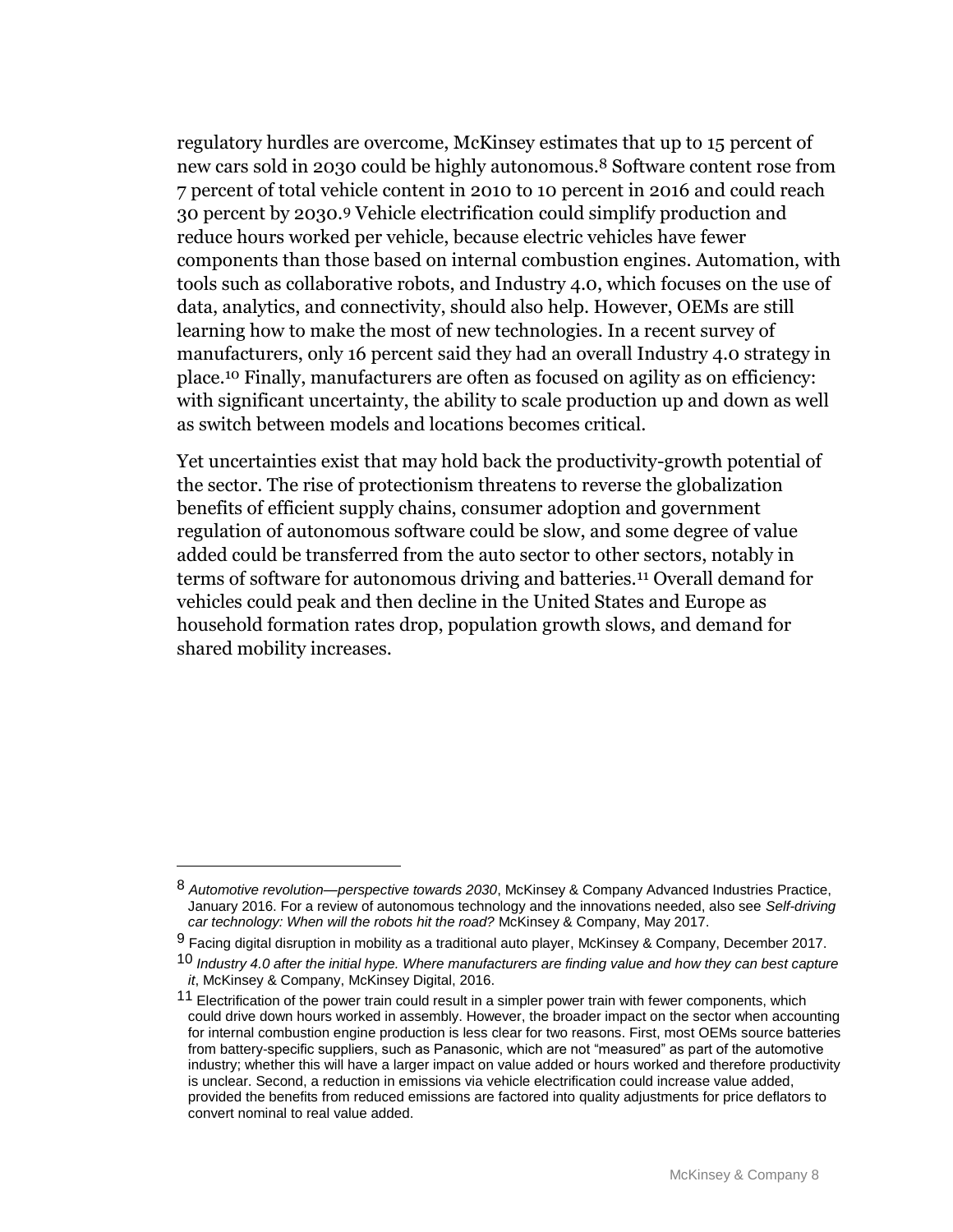regulatory hurdles are overcome, McKinsey estimates that up to 15 percent of new cars sold in 2030 could be highly autonomous.[8] Software content rose from 7 percent of total vehicle content in 2010 to 10 percent in 2016 and could reach 30 percent by 2030.[9] Vehicle electrification could simplify production and reduce hours worked per vehicle, because electric vehicles have fewer components than those based on internal combustion engines. Automation, with tools such as collaborative robots, and Industry 4.0, which focuses on the use of data, analytics, and connectivity, should also help. However, OEMs are still learning how to make the most of new technologies. In a recent survey of manufacturers, only 16 percent said they had an overall Industry 4.0 strategy in place.[10] Finally, manufacturers are often as focused on agility as on efficiency: with significant uncertainty, the ability to scale production up and down as well as switch between models and locations becomes critical.

Yet uncertainties exist that may hold back the productivity-growth potential of the sector. The rise of protectionism threatens to reverse the globalization benefits of efficient supply chains, consumer adoption and government regulation of autonomous software could be slow, and some degree of value added could be transferred from the auto sector to other sectors, notably in terms of software for autonomous driving and batteries.[11] Overall demand for vehicles could peak and then decline in the United States and Europe as household formation rates drop, population growth slows, and demand for shared mobility increases.

---

[8] *Automotive revolution—perspective towards 2030*, McKinsey & Company Advanced Industries Practice, January 2016. For a review of autonomous technology and the innovations needed, also see *Self-driving car technology: When will the robots hit the road?* McKinsey & Company, May 2017.

[9] Facing digital disruption in mobility as a traditional auto player, McKinsey & Company, December 2017.

[10] *Industry 4.0 after the initial hype. Where manufacturers are finding value and how they can best capture it*, McKinsey & Company, McKinsey Digital, 2016.

[11] Electrification of the power train could result in a simpler power train with fewer components, which could drive down hours worked in assembly. However, the broader impact on the sector when accounting for internal combustion engine production is less clear for two reasons. First, most OEMs source batteries from battery-specific suppliers, such as Panasonic, which are not "measured" as part of the automotive industry; whether this will have a larger impact on value added or hours worked and therefore productivity is unclear. Second, a reduction in emissions via vehicle electrification could increase value added, provided the benefits from reduced emissions are factored into quality adjustments for price deflators to convert nominal to real value added.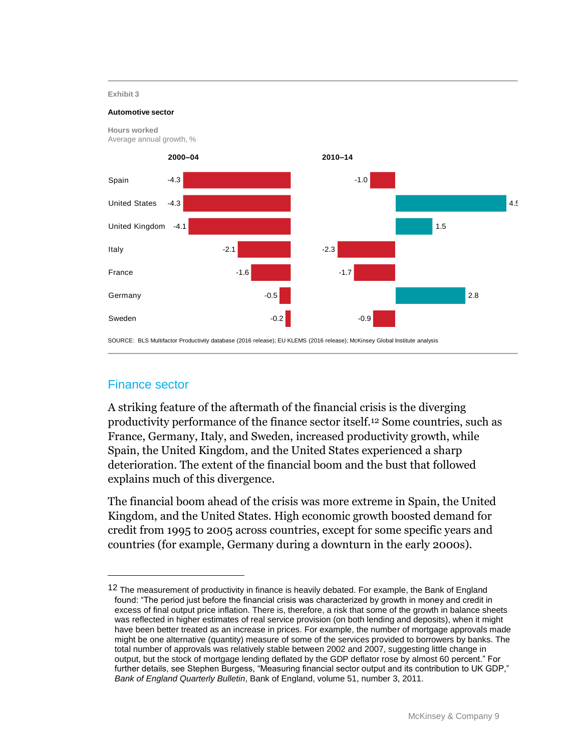Exhibit 3

**Automotive sector**

Hours worked
Average annual growth, %

| | 2000–04 | 2010–14 |
|---|---|---|
| Spain | -4.3 | -1.0 |
| United States | -4.3 | 4.5 |
| United Kingdom | -4.1 | 1.5 |
| Italy | -2.1 | -2.3 |
| France | -1.6 | -1.7 |
| Germany | -0.5 | 2.8 |
| Sweden | -0.2 | -0.9 |

SOURCE: BLS Multifactor Productivity database (2016 release); EU KLEMS (2016 release); McKinsey Global Institute analysis

## Finance sector

A striking feature of the aftermath of the financial crisis is the diverging productivity performance of the finance sector itself.[12] Some countries, such as France, Germany, Italy, and Sweden, increased productivity growth, while Spain, the United Kingdom, and the United States experienced a sharp deterioration. The extent of the financial boom and the bust that followed explains much of this divergence.

The financial boom ahead of the crisis was more extreme in Spain, the United Kingdom, and the United States. High economic growth boosted demand for credit from 1995 to 2005 across countries, except for some specific years and countries (for example, Germany during a downturn in the early 2000s).

---

[12] The measurement of productivity in finance is heavily debated. For example, the Bank of England found: "The period just before the financial crisis was characterized by growth in money and credit in excess of final output price inflation. There is, therefore, a risk that some of the growth in balance sheets was reflected in higher estimates of real service provision (on both lending and deposits), when it might have been better treated as an increase in prices. For example, the number of mortgage approvals made might be one alternative (quantity) measure of some of the services provided to borrowers by banks. The total number of approvals was relatively stable between 2002 and 2007, suggesting little change in output, but the stock of mortgage lending deflated by the GDP deflator rose by almost 60 percent." For further details, see Stephen Burgess, "Measuring financial sector output and its contribution to UK GDP," *Bank of England Quarterly Bulletin*, Bank of England, volume 51, number 3, 2011.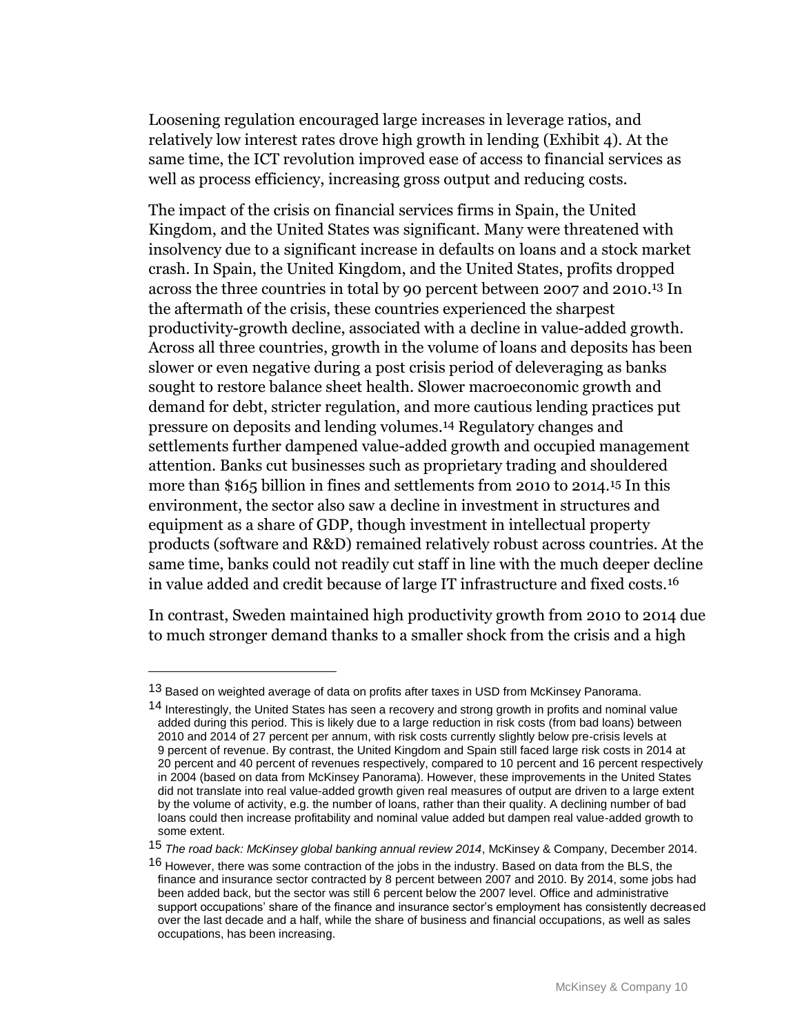Loosening regulation encouraged large increases in leverage ratios, and relatively low interest rates drove high growth in lending (Exhibit 4). At the same time, the ICT revolution improved ease of access to financial services as well as process efficiency, increasing gross output and reducing costs.

The impact of the crisis on financial services firms in Spain, the United Kingdom, and the United States was significant. Many were threatened with insolvency due to a significant increase in defaults on loans and a stock market crash. In Spain, the United Kingdom, and the United States, profits dropped across the three countries in total by 90 percent between 2007 and 2010.[13] In the aftermath of the crisis, these countries experienced the sharpest productivity-growth decline, associated with a decline in value-added growth. Across all three countries, growth in the volume of loans and deposits has been slower or even negative during a post crisis period of deleveraging as banks sought to restore balance sheet health. Slower macroeconomic growth and demand for debt, stricter regulation, and more cautious lending practices put pressure on deposits and lending volumes.[14] Regulatory changes and settlements further dampened value-added growth and occupied management attention. Banks cut businesses such as proprietary trading and shouldered more than $165 billion in fines and settlements from 2010 to 2014.[15] In this environment, the sector also saw a decline in investment in structures and equipment as a share of GDP, though investment in intellectual property products (software and R&D) remained relatively robust across countries. At the same time, banks could not readily cut staff in line with the much deeper decline in value added and credit because of large IT infrastructure and fixed costs.[16]

In contrast, Sweden maintained high productivity growth from 2010 to 2014 due to much stronger demand thanks to a smaller shock from the crisis and a high

---

[13] Based on weighted average of data on profits after taxes in USD from McKinsey Panorama.

[14] Interestingly, the United States has seen a recovery and strong growth in profits and nominal value added during this period. This is likely due to a large reduction in risk costs (from bad loans) between 2010 and 2014 of 27 percent per annum, with risk costs currently slightly below pre-crisis levels at 9 percent of revenue. By contrast, the United Kingdom and Spain still faced large risk costs in 2014 at 20 percent and 40 percent of revenues respectively, compared to 10 percent and 16 percent respectively in 2004 (based on data from McKinsey Panorama). However, these improvements in the United States did not translate into real value-added growth given real measures of output are driven to a large extent by the volume of activity, e.g. the number of loans, rather than their quality. A declining number of bad loans could then increase profitability and nominal value added but dampen real value-added growth to some extent.

[15] *The road back: McKinsey global banking annual review 2014*, McKinsey & Company, December 2014.

[16] However, there was some contraction of the jobs in the industry. Based on data from the BLS, the finance and insurance sector contracted by 8 percent between 2007 and 2010. By 2014, some jobs had been added back, but the sector was still 6 percent below the 2007 level. Office and administrative support occupations' share of the finance and insurance sector's employment has consistently decreased over the last decade and a half, while the share of business and financial occupations, as well as sales occupations, has been increasing.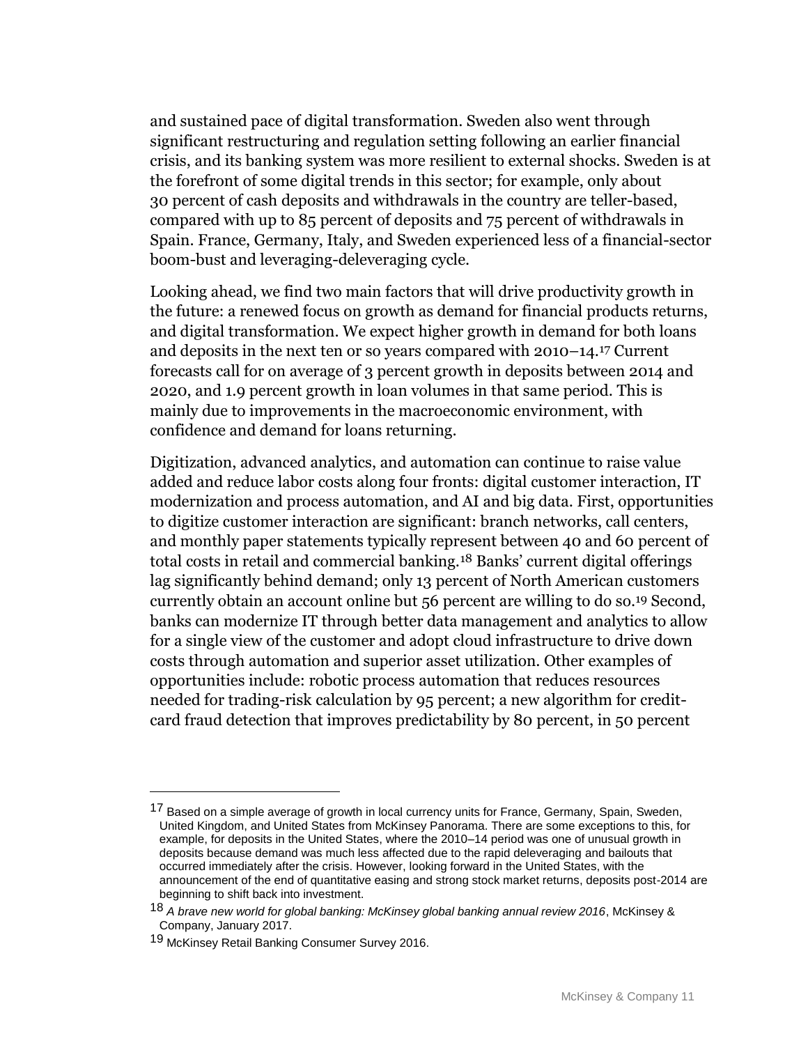and sustained pace of digital transformation. Sweden also went through significant restructuring and regulation setting following an earlier financial crisis, and its banking system was more resilient to external shocks. Sweden is at the forefront of some digital trends in this sector; for example, only about 30 percent of cash deposits and withdrawals in the country are teller-based, compared with up to 85 percent of deposits and 75 percent of withdrawals in Spain. France, Germany, Italy, and Sweden experienced less of a financial-sector boom-bust and leveraging-deleveraging cycle.

Looking ahead, we find two main factors that will drive productivity growth in the future: a renewed focus on growth as demand for financial products returns, and digital transformation. We expect higher growth in demand for both loans and deposits in the next ten or so years compared with 2010–14.[17] Current forecasts call for on average of 3 percent growth in deposits between 2014 and 2020, and 1.9 percent growth in loan volumes in that same period. This is mainly due to improvements in the macroeconomic environment, with confidence and demand for loans returning.

Digitization, advanced analytics, and automation can continue to raise value added and reduce labor costs along four fronts: digital customer interaction, IT modernization and process automation, and AI and big data. First, opportunities to digitize customer interaction are significant: branch networks, call centers, and monthly paper statements typically represent between 40 and 60 percent of total costs in retail and commercial banking.[18] Banks' current digital offerings lag significantly behind demand; only 13 percent of North American customers currently obtain an account online but 56 percent are willing to do so.[19] Second, banks can modernize IT through better data management and analytics to allow for a single view of the customer and adopt cloud infrastructure to drive down costs through automation and superior asset utilization. Other examples of opportunities include: robotic process automation that reduces resources needed for trading-risk calculation by 95 percent; a new algorithm for credit-card fraud detection that improves predictability by 80 percent, in 50 percent

---

[17] Based on a simple average of growth in local currency units for France, Germany, Spain, Sweden, United Kingdom, and United States from McKinsey Panorama. There are some exceptions to this, for example, for deposits in the United States, where the 2010–14 period was one of unusual growth in deposits because demand was much less affected due to the rapid deleveraging and bailouts that occurred immediately after the crisis. However, looking forward in the United States, with the announcement of the end of quantitative easing and strong stock market returns, deposits post-2014 are beginning to shift back into investment.

[18] *A brave new world for global banking: McKinsey global banking annual review 2016*, McKinsey & Company, January 2017.

[19] McKinsey Retail Banking Consumer Survey 2016.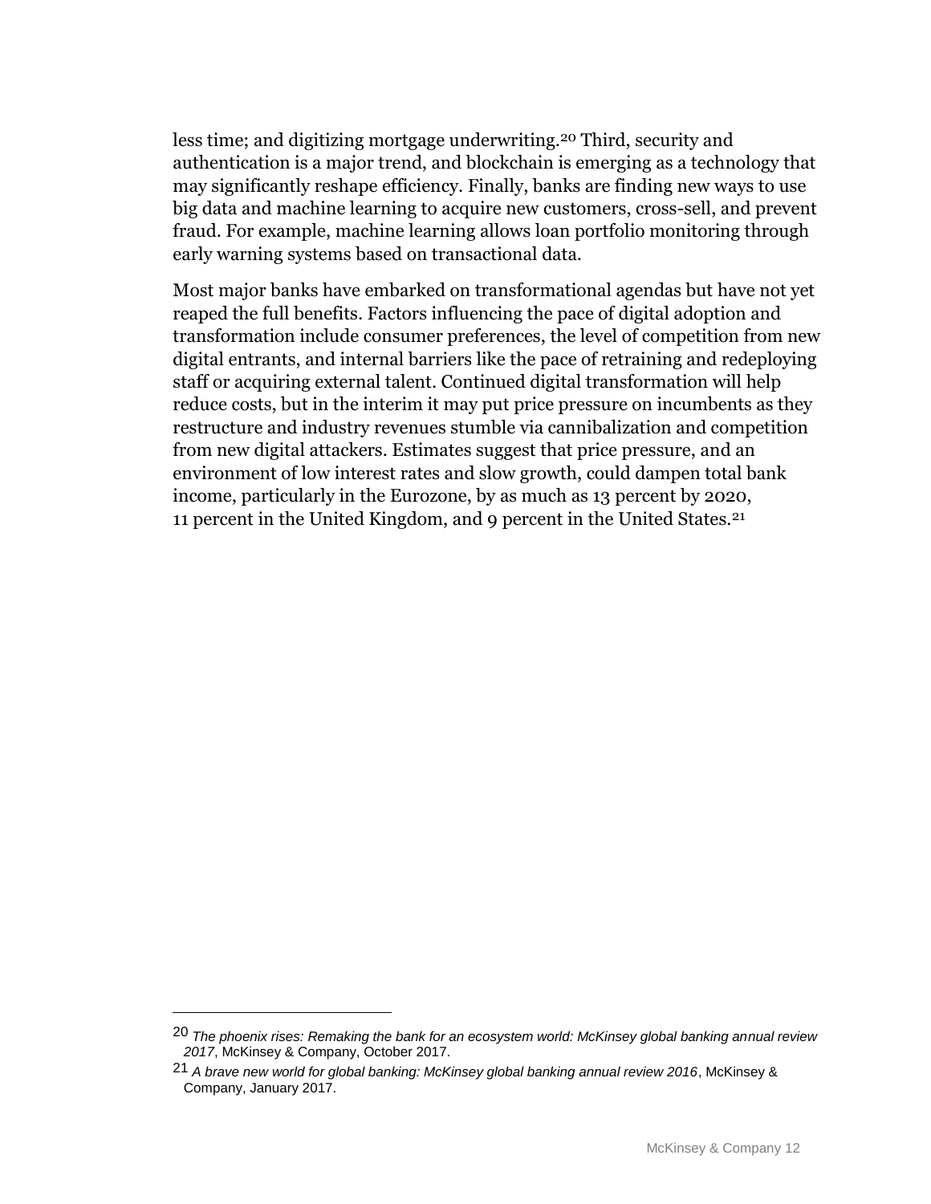less time; and digitizing mortgage underwriting.[20] Third, security and authentication is a major trend, and blockchain is emerging as a technology that may significantly reshape efficiency. Finally, banks are finding new ways to use big data and machine learning to acquire new customers, cross-sell, and prevent fraud. For example, machine learning allows loan portfolio monitoring through early warning systems based on transactional data.

Most major banks have embarked on transformational agendas but have not yet reaped the full benefits. Factors influencing the pace of digital adoption and transformation include consumer preferences, the level of competition from new digital entrants, and internal barriers like the pace of retraining and redeploying staff or acquiring external talent. Continued digital transformation will help reduce costs, but in the interim it may put price pressure on incumbents as they restructure and industry revenues stumble via cannibalization and competition from new digital attackers. Estimates suggest that price pressure, and an environment of low interest rates and slow growth, could dampen total bank income, particularly in the Eurozone, by as much as 13 percent by 2020, 11 percent in the United Kingdom, and 9 percent in the United States.[21]

---

[20] *The phoenix rises: Remaking the bank for an ecosystem world: McKinsey global banking annual review 2017*, McKinsey & Company, October 2017.

[21] *A brave new world for global banking: McKinsey global banking annual review 2016*, McKinsey & Company, January 2017.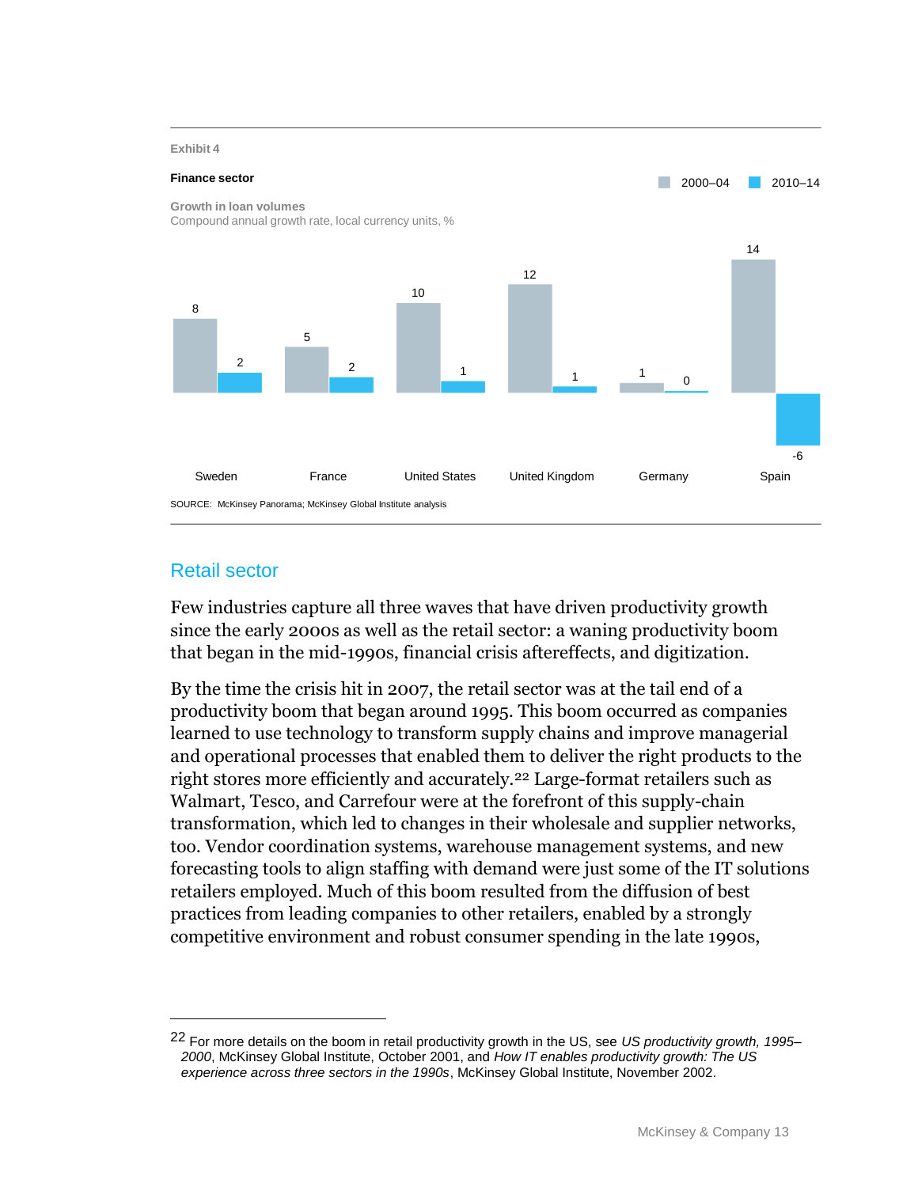Exhibit 4

**Finance sector**

Growth in loan volumes
Compound annual growth rate, local currency units, %

| Country | 2000–04 | 2010–14 |
|---|---|---|
| Sweden | 8 | 2 |
| France | 5 | 2 |
| United States | 10 | 1 |
| United Kingdom | 12 | 1 |
| Germany | 1 | 0 |
| Spain | 14 | -6 |

SOURCE: McKinsey Panorama; McKinsey Global Institute analysis

## Retail sector

Few industries capture all three waves that have driven productivity growth since the early 2000s as well as the retail sector: a waning productivity boom that began in the mid-1990s, financial crisis aftereffects, and digitization.

By the time the crisis hit in 2007, the retail sector was at the tail end of a productivity boom that began around 1995. This boom occurred as companies learned to use technology to transform supply chains and improve managerial and operational processes that enabled them to deliver the right products to the right stores more efficiently and accurately.[22] Large-format retailers such as Walmart, Tesco, and Carrefour were at the forefront of this supply-chain transformation, which led to changes in their wholesale and supplier networks, too. Vendor coordination systems, warehouse management systems, and new forecasting tools to align staffing with demand were just some of the IT solutions retailers employed. Much of this boom resulted from the diffusion of best practices from leading companies to other retailers, enabled by a strongly competitive environment and robust consumer spending in the late 1990s,

[22] For more details on the boom in retail productivity growth in the US, see *US productivity growth, 1995–2000*, McKinsey Global Institute, October 2001, and *How IT enables productivity growth: The US experience across three sectors in the 1990s*, McKinsey Global Institute, November 2002.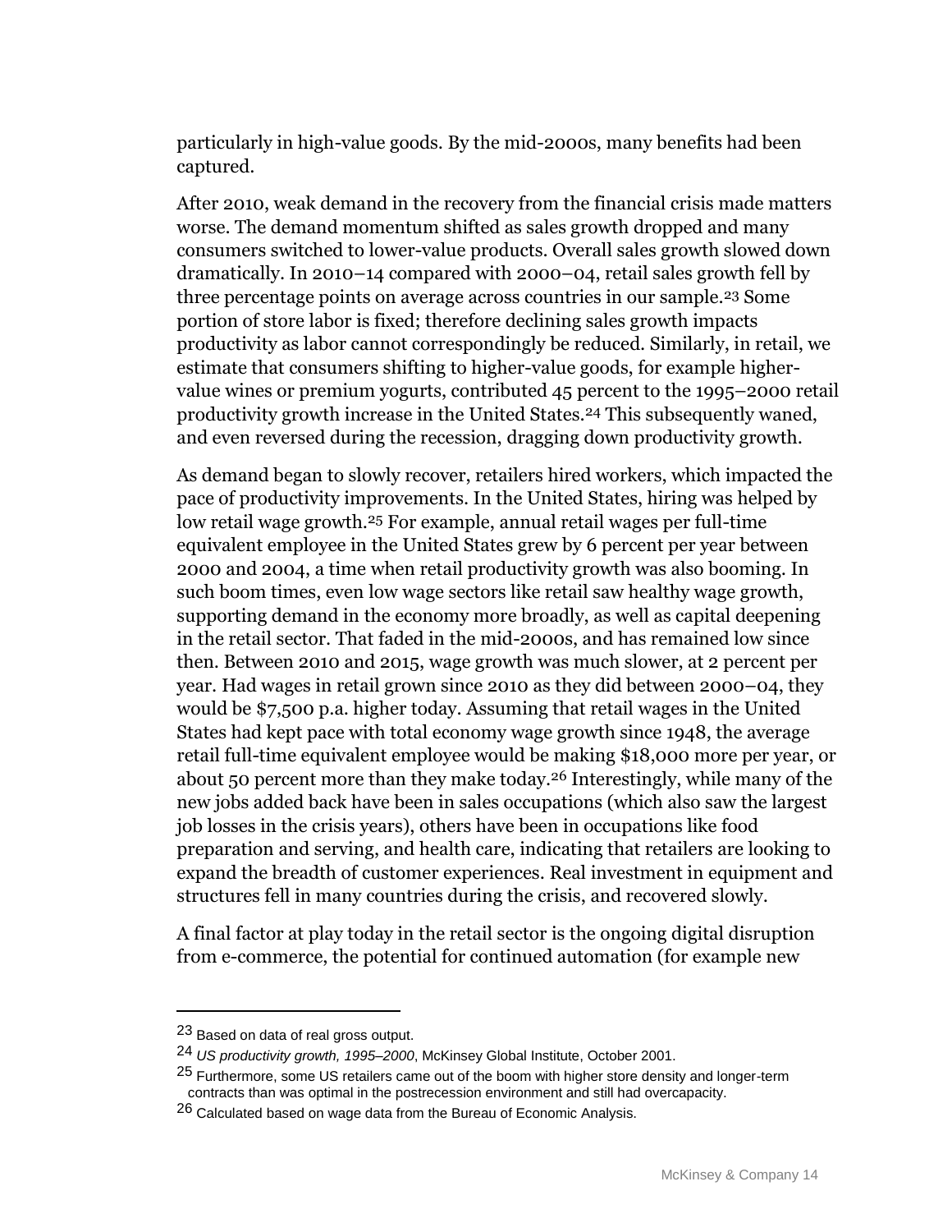particularly in high-value goods. By the mid-2000s, many benefits had been captured.

After 2010, weak demand in the recovery from the financial crisis made matters worse. The demand momentum shifted as sales growth dropped and many consumers switched to lower-value products. Overall sales growth slowed down dramatically. In 2010–14 compared with 2000–04, retail sales growth fell by three percentage points on average across countries in our sample.[23] Some portion of store labor is fixed; therefore declining sales growth impacts productivity as labor cannot correspondingly be reduced. Similarly, in retail, we estimate that consumers shifting to higher-value goods, for example higher-value wines or premium yogurts, contributed 45 percent to the 1995–2000 retail productivity growth increase in the United States.[24] This subsequently waned, and even reversed during the recession, dragging down productivity growth.

As demand began to slowly recover, retailers hired workers, which impacted the pace of productivity improvements. In the United States, hiring was helped by low retail wage growth.[25] For example, annual retail wages per full-time equivalent employee in the United States grew by 6 percent per year between 2000 and 2004, a time when retail productivity growth was also booming. In such boom times, even low wage sectors like retail saw healthy wage growth, supporting demand in the economy more broadly, as well as capital deepening in the retail sector. That faded in the mid-2000s, and has remained low since then. Between 2010 and 2015, wage growth was much slower, at 2 percent per year. Had wages in retail grown since 2010 as they did between 2000–04, they would be $7,500 p.a. higher today. Assuming that retail wages in the United States had kept pace with total economy wage growth since 1948, the average retail full-time equivalent employee would be making $18,000 more per year, or about 50 percent more than they make today.[26] Interestingly, while many of the new jobs added back have been in sales occupations (which also saw the largest job losses in the crisis years), others have been in occupations like food preparation and serving, and health care, indicating that retailers are looking to expand the breadth of customer experiences. Real investment in equipment and structures fell in many countries during the crisis, and recovered slowly.

A final factor at play today in the retail sector is the ongoing digital disruption from e-commerce, the potential for continued automation (for example new

---

[23] Based on data of real gross output.

[24] *US productivity growth, 1995–2000*, McKinsey Global Institute, October 2001.

[25] Furthermore, some US retailers came out of the boom with higher store density and longer-term contracts than was optimal in the postrecession environment and still had overcapacity.

[26] Calculated based on wage data from the Bureau of Economic Analysis.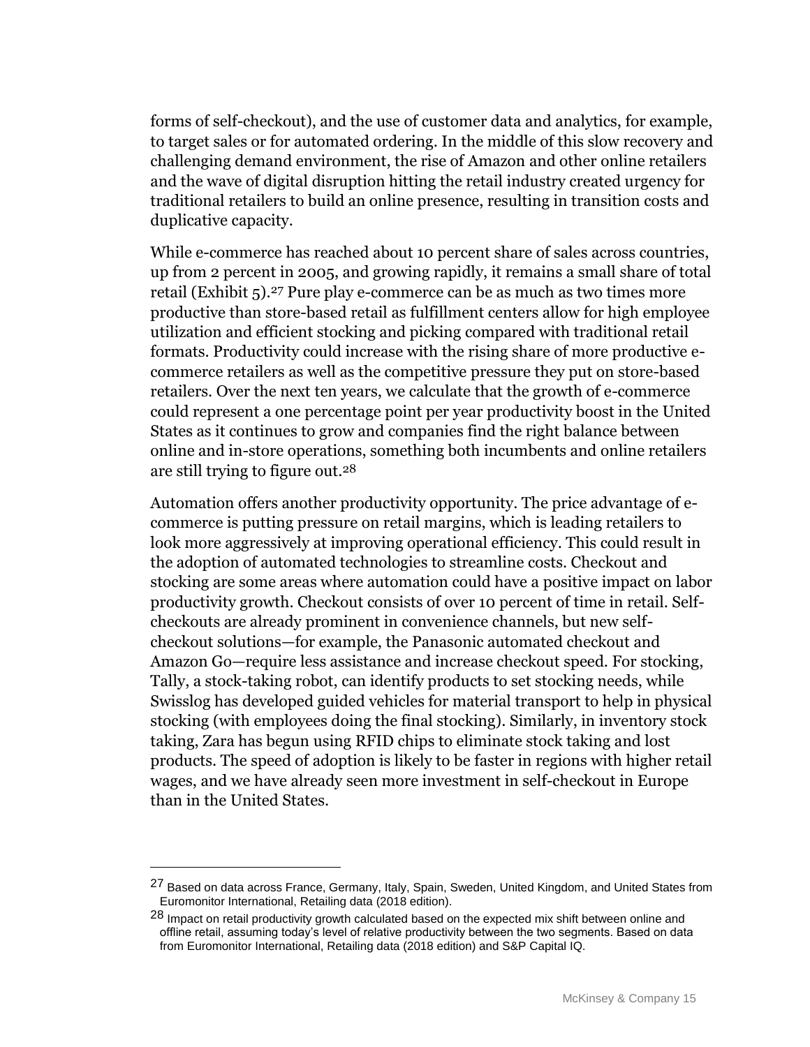forms of self-checkout), and the use of customer data and analytics, for example, to target sales or for automated ordering. In the middle of this slow recovery and challenging demand environment, the rise of Amazon and other online retailers and the wave of digital disruption hitting the retail industry created urgency for traditional retailers to build an online presence, resulting in transition costs and duplicative capacity.

While e-commerce has reached about 10 percent share of sales across countries, up from 2 percent in 2005, and growing rapidly, it remains a small share of total retail (Exhibit 5).[27] Pure play e-commerce can be as much as two times more productive than store-based retail as fulfillment centers allow for high employee utilization and efficient stocking and picking compared with traditional retail formats. Productivity could increase with the rising share of more productive e-commerce retailers as well as the competitive pressure they put on store-based retailers. Over the next ten years, we calculate that the growth of e-commerce could represent a one percentage point per year productivity boost in the United States as it continues to grow and companies find the right balance between online and in-store operations, something both incumbents and online retailers are still trying to figure out.[28]

Automation offers another productivity opportunity. The price advantage of e-commerce is putting pressure on retail margins, which is leading retailers to look more aggressively at improving operational efficiency. This could result in the adoption of automated technologies to streamline costs. Checkout and stocking are some areas where automation could have a positive impact on labor productivity growth. Checkout consists of over 10 percent of time in retail. Self-checkouts are already prominent in convenience channels, but new self-checkout solutions—for example, the Panasonic automated checkout and Amazon Go—require less assistance and increase checkout speed. For stocking, Tally, a stock-taking robot, can identify products to set stocking needs, while Swisslog has developed guided vehicles for material transport to help in physical stocking (with employees doing the final stocking). Similarly, in inventory stock taking, Zara has begun using RFID chips to eliminate stock taking and lost products. The speed of adoption is likely to be faster in regions with higher retail wages, and we have already seen more investment in self-checkout in Europe than in the United States.

---

[27] Based on data across France, Germany, Italy, Spain, Sweden, United Kingdom, and United States from Euromonitor International, Retailing data (2018 edition).

[28] Impact on retail productivity growth calculated based on the expected mix shift between online and offline retail, assuming today's level of relative productivity between the two segments. Based on data from Euromonitor International, Retailing data (2018 edition) and S&P Capital IQ.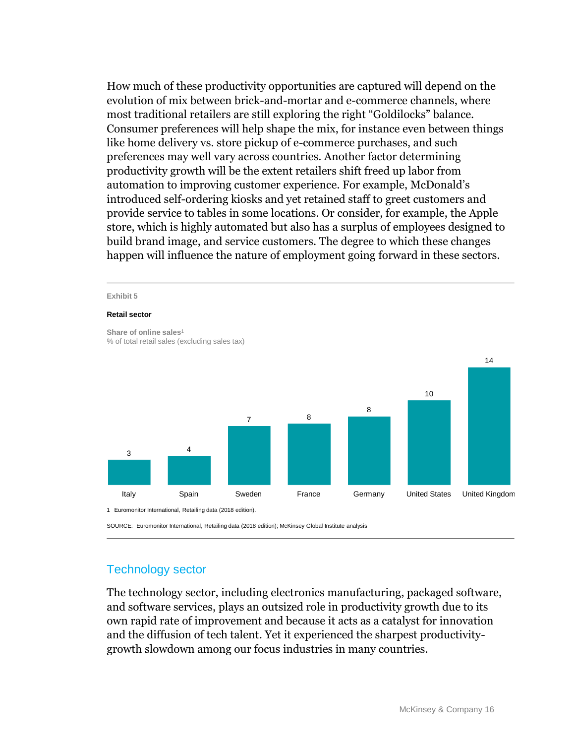How much of these productivity opportunities are captured will depend on the evolution of mix between brick-and-mortar and e-commerce channels, where most traditional retailers are still exploring the right "Goldilocks" balance. Consumer preferences will help shape the mix, for instance even between things like home delivery vs. store pickup of e-commerce purchases, and such preferences may well vary across countries. Another factor determining productivity growth will be the extent retailers shift freed up labor from automation to improving customer experience. For example, McDonald's introduced self-ordering kiosks and yet retained staff to greet customers and provide service to tables in some locations. Or consider, for example, the Apple store, which is highly automated but also has a surplus of employees designed to build brand image, and service customers. The degree to which these changes happen will influence the nature of employment going forward in these sectors.

Exhibit 5

**Retail sector**

**Share of online sales**[1]
% of total retail sales (excluding sales tax)

| Country | Share of online sales (%) |
|---|---|
| Italy | 3 |
| Spain | 4 |
| Sweden | 7 |
| France | 8 |
| Germany | 8 |
| United States | 10 |
| United Kingdom | 14 |

1 Euromonitor International, Retailing data (2018 edition).

SOURCE: Euromonitor International, Retailing data (2018 edition); McKinsey Global Institute analysis

## Technology sector

The technology sector, including electronics manufacturing, packaged software, and software services, plays an outsized role in productivity growth due to its own rapid rate of improvement and because it acts as a catalyst for innovation and the diffusion of tech talent. Yet it experienced the sharpest productivity-growth slowdown among our focus industries in many countries.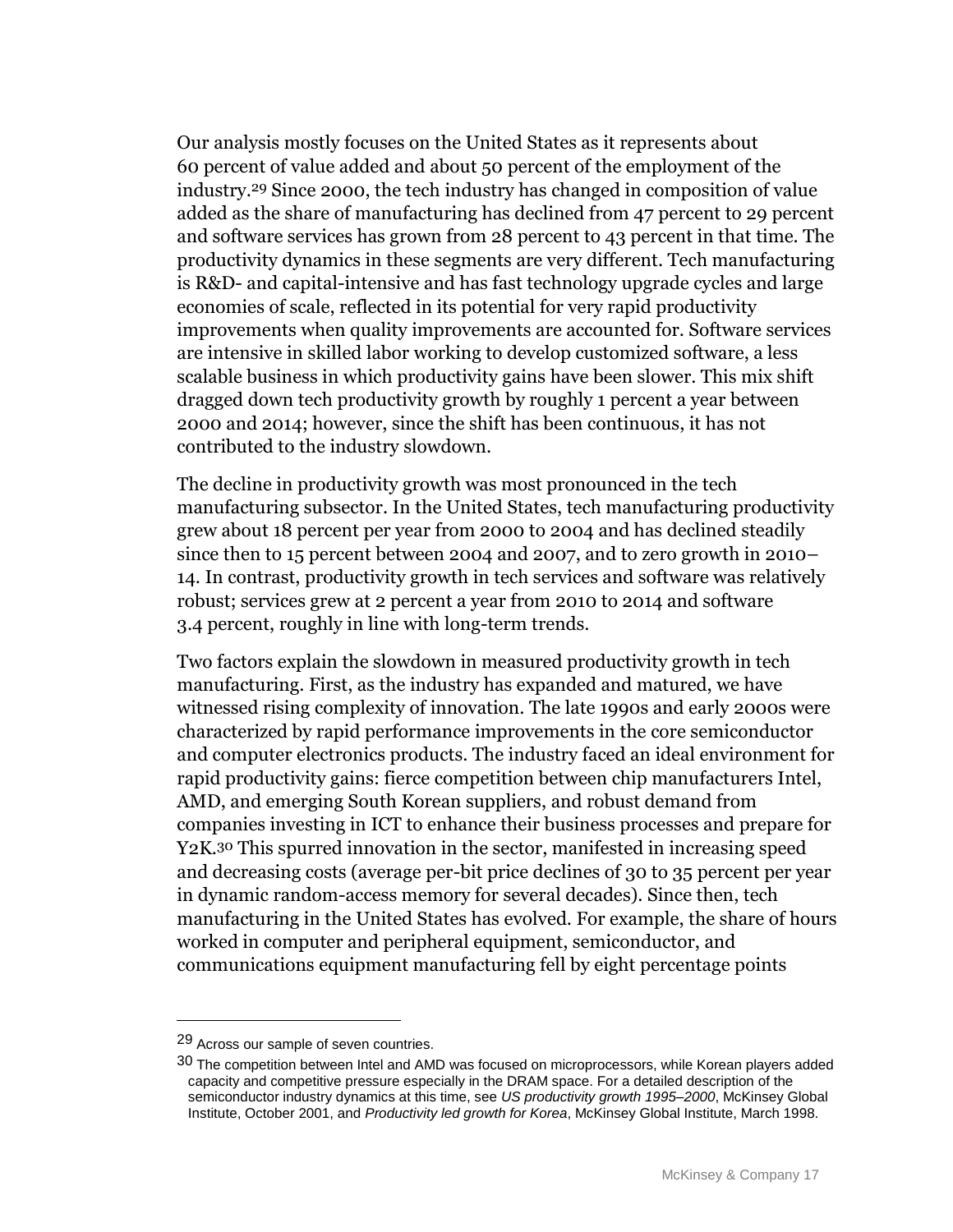Our analysis mostly focuses on the United States as it represents about 60 percent of value added and about 50 percent of the employment of the industry.[29] Since 2000, the tech industry has changed in composition of value added as the share of manufacturing has declined from 47 percent to 29 percent and software services has grown from 28 percent to 43 percent in that time. The productivity dynamics in these segments are very different. Tech manufacturing is R&D- and capital-intensive and has fast technology upgrade cycles and large economies of scale, reflected in its potential for very rapid productivity improvements when quality improvements are accounted for. Software services are intensive in skilled labor working to develop customized software, a less scalable business in which productivity gains have been slower. This mix shift dragged down tech productivity growth by roughly 1 percent a year between 2000 and 2014; however, since the shift has been continuous, it has not contributed to the industry slowdown.

The decline in productivity growth was most pronounced in the tech manufacturing subsector. In the United States, tech manufacturing productivity grew about 18 percent per year from 2000 to 2004 and has declined steadily since then to 15 percent between 2004 and 2007, and to zero growth in 2010–14. In contrast, productivity growth in tech services and software was relatively robust; services grew at 2 percent a year from 2010 to 2014 and software 3.4 percent, roughly in line with long-term trends.

Two factors explain the slowdown in measured productivity growth in tech manufacturing. First, as the industry has expanded and matured, we have witnessed rising complexity of innovation. The late 1990s and early 2000s were characterized by rapid performance improvements in the core semiconductor and computer electronics products. The industry faced an ideal environment for rapid productivity gains: fierce competition between chip manufacturers Intel, AMD, and emerging South Korean suppliers, and robust demand from companies investing in ICT to enhance their business processes and prepare for Y2K.[30] This spurred innovation in the sector, manifested in increasing speed and decreasing costs (average per-bit price declines of 30 to 35 percent per year in dynamic random-access memory for several decades). Since then, tech manufacturing in the United States has evolved. For example, the share of hours worked in computer and peripheral equipment, semiconductor, and communications equipment manufacturing fell by eight percentage points

---

[29] Across our sample of seven countries.

[30] The competition between Intel and AMD was focused on microprocessors, while Korean players added capacity and competitive pressure especially in the DRAM space. For a detailed description of the semiconductor industry dynamics at this time, see *US productivity growth 1995–2000*, McKinsey Global Institute, October 2001, and *Productivity led growth for Korea*, McKinsey Global Institute, March 1998.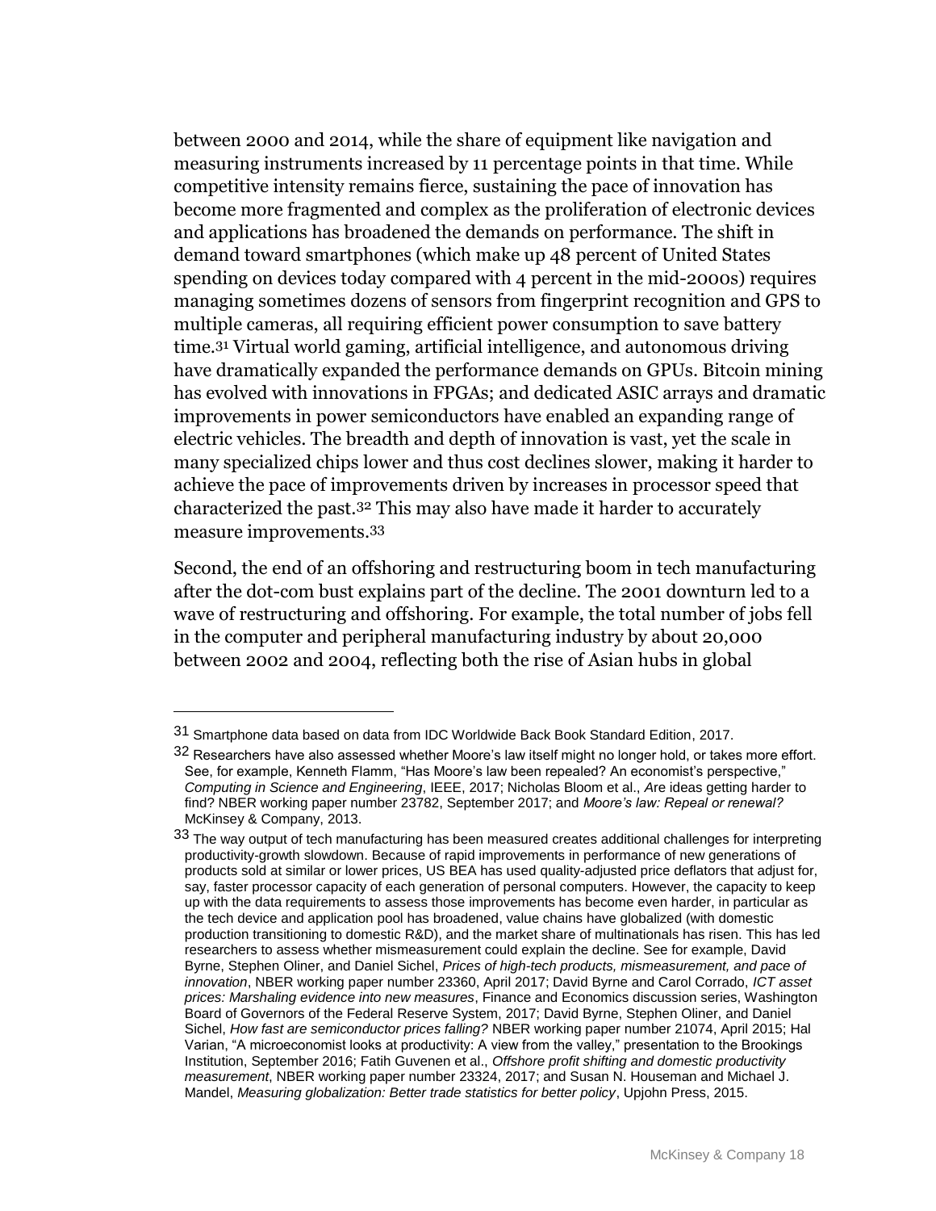between 2000 and 2014, while the share of equipment like navigation and measuring instruments increased by 11 percentage points in that time. While competitive intensity remains fierce, sustaining the pace of innovation has become more fragmented and complex as the proliferation of electronic devices and applications has broadened the demands on performance. The shift in demand toward smartphones (which make up 48 percent of United States spending on devices today compared with 4 percent in the mid-2000s) requires managing sometimes dozens of sensors from fingerprint recognition and GPS to multiple cameras, all requiring efficient power consumption to save battery time.[31] Virtual world gaming, artificial intelligence, and autonomous driving have dramatically expanded the performance demands on GPUs. Bitcoin mining has evolved with innovations in FPGAs; and dedicated ASIC arrays and dramatic improvements in power semiconductors have enabled an expanding range of electric vehicles. The breadth and depth of innovation is vast, yet the scale in many specialized chips lower and thus cost declines slower, making it harder to achieve the pace of improvements driven by increases in processor speed that characterized the past.[32] This may also have made it harder to accurately measure improvements.[33]

Second, the end of an offshoring and restructuring boom in tech manufacturing after the dot-com bust explains part of the decline. The 2001 downturn led to a wave of restructuring and offshoring. For example, the total number of jobs fell in the computer and peripheral manufacturing industry by about 20,000 between 2002 and 2004, reflecting both the rise of Asian hubs in global

---

[31] Smartphone data based on data from IDC Worldwide Back Book Standard Edition, 2017.

[32] Researchers have also assessed whether Moore's law itself might no longer hold, or takes more effort. See, for example, Kenneth Flamm, "Has Moore's law been repealed? An economist's perspective," *Computing in Science and Engineering*, IEEE, 2017; Nicholas Bloom et al., *Are ideas getting harder to find?* NBER working paper number 23782, September 2017; and *Moore's law: Repeal or renewal?* McKinsey & Company, 2013.

[33] The way output of tech manufacturing has been measured creates additional challenges for interpreting productivity-growth slowdown. Because of rapid improvements in performance of new generations of products sold at similar or lower prices, US BEA has used quality-adjusted price deflators that adjust for, say, faster processor capacity of each generation of personal computers. However, the capacity to keep up with the data requirements to assess those improvements has become even harder, in particular as the tech device and application pool has broadened, value chains have globalized (with domestic production transitioning to domestic R&D), and the market share of multinationals has risen. This has led researchers to assess whether mismeasurement could explain the decline. See for example, David Byrne, Stephen Oliner, and Daniel Sichel, *Prices of high-tech products, mismeasurement, and pace of innovation*, NBER working paper number 23360, April 2017; David Byrne and Carol Corrado, *ICT asset prices: Marshaling evidence into new measures*, Finance and Economics discussion series, Washington Board of Governors of the Federal Reserve System, 2017; David Byrne, Stephen Oliner, and Daniel Sichel, *How fast are semiconductor prices falling?* NBER working paper number 21074, April 2015; Hal Varian, "A microeconomist looks at productivity: A view from the valley," presentation to the Brookings Institution, September 2016; Fatih Guvenen et al., *Offshore profit shifting and domestic productivity measurement*, NBER working paper number 23324, 2017; and Susan N. Houseman and Michael J. Mandel, *Measuring globalization: Better trade statistics for better policy*, Upjohn Press, 2015.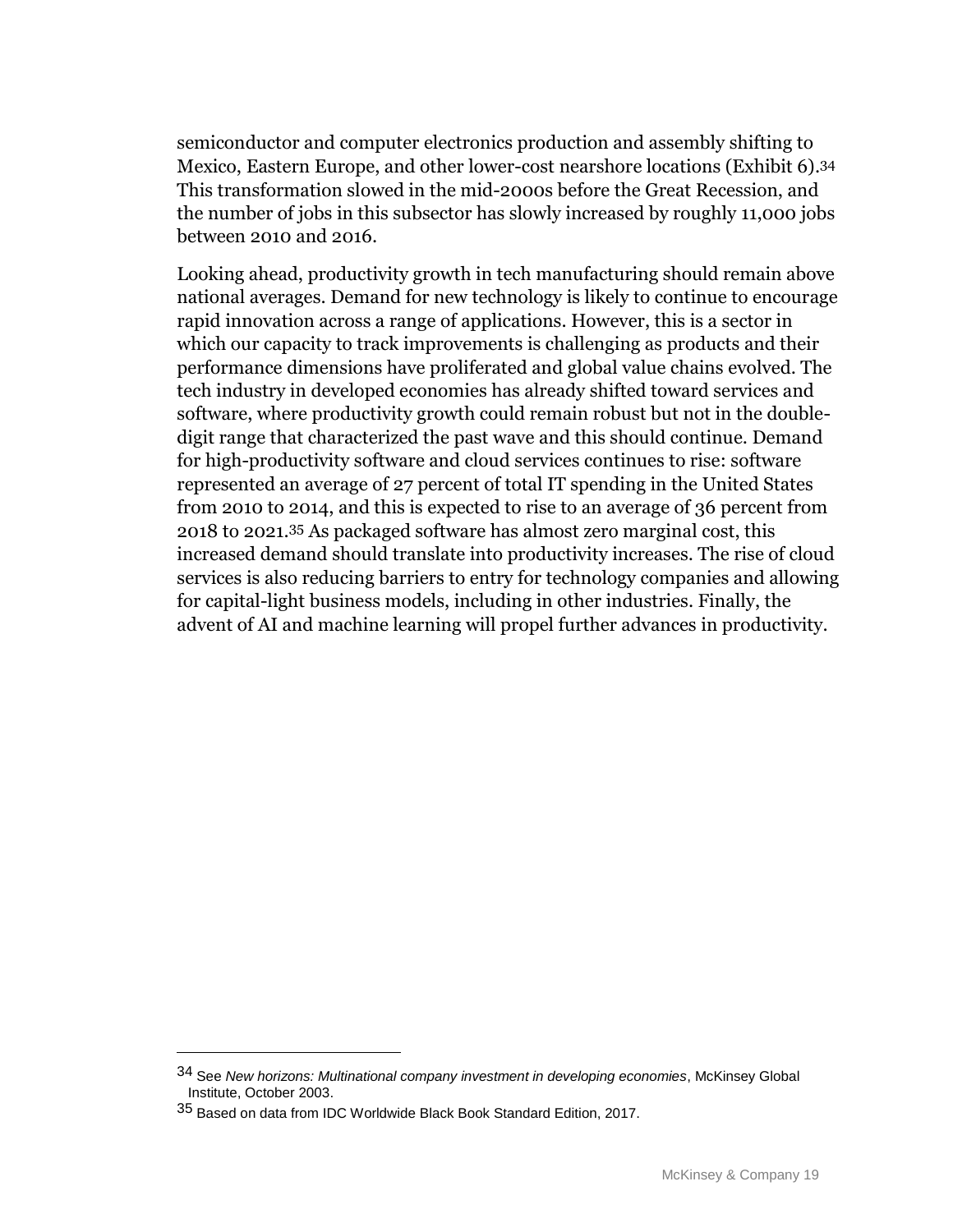semiconductor and computer electronics production and assembly shifting to Mexico, Eastern Europe, and other lower-cost nearshore locations (Exhibit 6).[34] This transformation slowed in the mid-2000s before the Great Recession, and the number of jobs in this subsector has slowly increased by roughly 11,000 jobs between 2010 and 2016.

Looking ahead, productivity growth in tech manufacturing should remain above national averages. Demand for new technology is likely to continue to encourage rapid innovation across a range of applications. However, this is a sector in which our capacity to track improvements is challenging as products and their performance dimensions have proliferated and global value chains evolved. The tech industry in developed economies has already shifted toward services and software, where productivity growth could remain robust but not in the double-digit range that characterized the past wave and this should continue. Demand for high-productivity software and cloud services continues to rise: software represented an average of 27 percent of total IT spending in the United States from 2010 to 2014, and this is expected to rise to an average of 36 percent from 2018 to 2021.[35] As packaged software has almost zero marginal cost, this increased demand should translate into productivity increases. The rise of cloud services is also reducing barriers to entry for technology companies and allowing for capital-light business models, including in other industries. Finally, the advent of AI and machine learning will propel further advances in productivity.

---

[34] See *New horizons: Multinational company investment in developing economies*, McKinsey Global Institute, October 2003.

[35] Based on data from IDC Worldwide Black Book Standard Edition, 2017.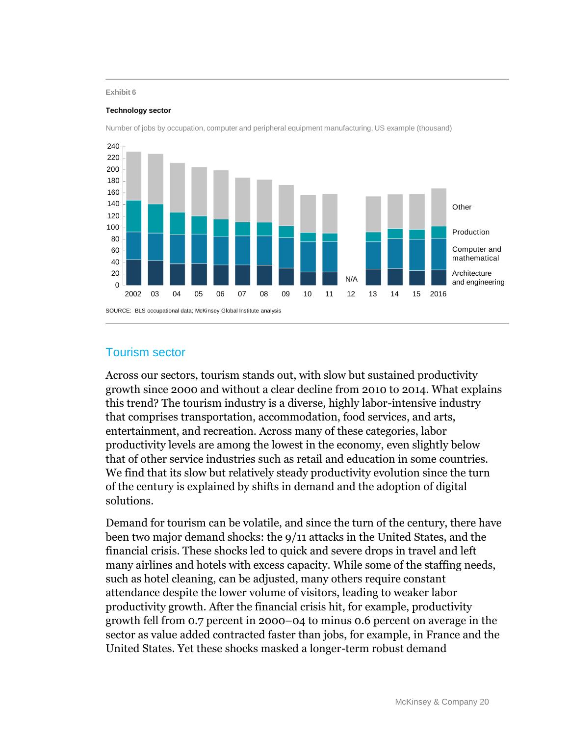Exhibit 6

**Technology sector**

Number of jobs by occupation, computer and peripheral equipment manufacturing, US example (thousand)

SOURCE: BLS occupational data; McKinsey Global Institute analysis

## Tourism sector

Across our sectors, tourism stands out, with slow but sustained productivity growth since 2000 and without a clear decline from 2010 to 2014. What explains this trend? The tourism industry is a diverse, highly labor-intensive industry that comprises transportation, accommodation, food services, and arts, entertainment, and recreation. Across many of these categories, labor productivity levels are among the lowest in the economy, even slightly below that of other service industries such as retail and education in some countries. We find that its slow but relatively steady productivity evolution since the turn of the century is explained by shifts in demand and the adoption of digital solutions.

Demand for tourism can be volatile, and since the turn of the century, there have been two major demand shocks: the 9/11 attacks in the United States, and the financial crisis. These shocks led to quick and severe drops in travel and left many airlines and hotels with excess capacity. While some of the staffing needs, such as hotel cleaning, can be adjusted, many others require constant attendance despite the lower volume of visitors, leading to weaker labor productivity growth. After the financial crisis hit, for example, productivity growth fell from 0.7 percent in 2000–04 to minus 0.6 percent on average in the sector as value added contracted faster than jobs, for example, in France and the United States. Yet these shocks masked a longer-term robust demand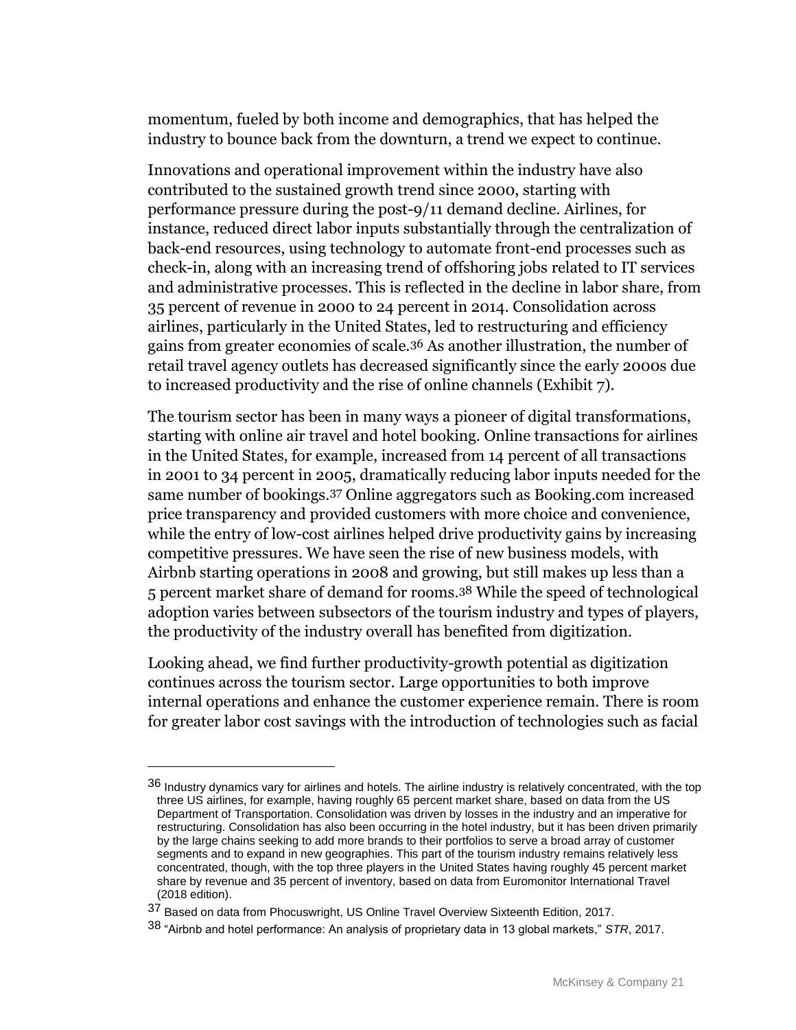momentum, fueled by both income and demographics, that has helped the industry to bounce back from the downturn, a trend we expect to continue.

Innovations and operational improvement within the industry have also contributed to the sustained growth trend since 2000, starting with performance pressure during the post-9/11 demand decline. Airlines, for instance, reduced direct labor inputs substantially through the centralization of back-end resources, using technology to automate front-end processes such as check-in, along with an increasing trend of offshoring jobs related to IT services and administrative processes. This is reflected in the decline in labor share, from 35 percent of revenue in 2000 to 24 percent in 2014. Consolidation across airlines, particularly in the United States, led to restructuring and efficiency gains from greater economies of scale.[36] As another illustration, the number of retail travel agency outlets has decreased significantly since the early 2000s due to increased productivity and the rise of online channels (Exhibit 7).

The tourism sector has been in many ways a pioneer of digital transformations, starting with online air travel and hotel booking. Online transactions for airlines in the United States, for example, increased from 14 percent of all transactions in 2001 to 34 percent in 2005, dramatically reducing labor inputs needed for the same number of bookings.[37] Online aggregators such as Booking.com increased price transparency and provided customers with more choice and convenience, while the entry of low-cost airlines helped drive productivity gains by increasing competitive pressures. We have seen the rise of new business models, with Airbnb starting operations in 2008 and growing, but still makes up less than a 5 percent market share of demand for rooms.[38] While the speed of technological adoption varies between subsectors of the tourism industry and types of players, the productivity of the industry overall has benefited from digitization.

Looking ahead, we find further productivity-growth potential as digitization continues across the tourism sector. Large opportunities to both improve internal operations and enhance the customer experience remain. There is room for greater labor cost savings with the introduction of technologies such as facial

---

[36] Industry dynamics vary for airlines and hotels. The airline industry is relatively concentrated, with the top three US airlines, for example, having roughly 65 percent market share, based on data from the US Department of Transportation. Consolidation was driven by losses in the industry and an imperative for restructuring. Consolidation has also been occurring in the hotel industry, but it has been driven primarily by the large chains seeking to add more brands to their portfolios to serve a broad array of customer segments and to expand in new geographies. This part of the tourism industry remains relatively less concentrated, though, with the top three players in the United States having roughly 45 percent market share by revenue and 35 percent of inventory, based on data from Euromonitor International Travel (2018 edition).

[37] Based on data from Phocuswright, US Online Travel Overview Sixteenth Edition, 2017.

[38] "Airbnb and hotel performance: An analysis of proprietary data in 13 global markets," *STR*, 2017.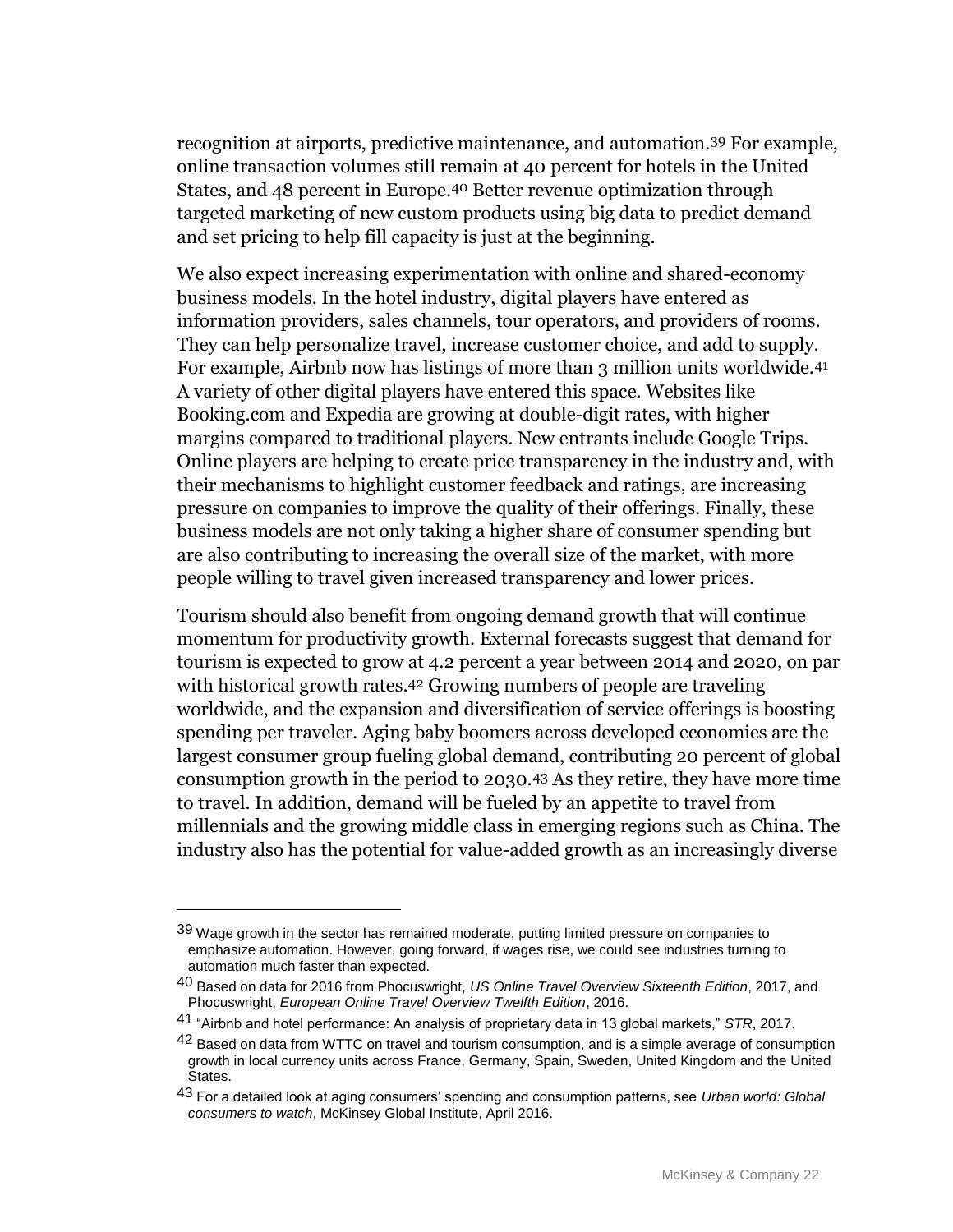recognition at airports, predictive maintenance, and automation.[39] For example, online transaction volumes still remain at 40 percent for hotels in the United States, and 48 percent in Europe.[40] Better revenue optimization through targeted marketing of new custom products using big data to predict demand and set pricing to help fill capacity is just at the beginning.

We also expect increasing experimentation with online and shared-economy business models. In the hotel industry, digital players have entered as information providers, sales channels, tour operators, and providers of rooms. They can help personalize travel, increase customer choice, and add to supply. For example, Airbnb now has listings of more than 3 million units worldwide.[41] A variety of other digital players have entered this space. Websites like Booking.com and Expedia are growing at double-digit rates, with higher margins compared to traditional players. New entrants include Google Trips. Online players are helping to create price transparency in the industry and, with their mechanisms to highlight customer feedback and ratings, are increasing pressure on companies to improve the quality of their offerings. Finally, these business models are not only taking a higher share of consumer spending but are also contributing to increasing the overall size of the market, with more people willing to travel given increased transparency and lower prices.

Tourism should also benefit from ongoing demand growth that will continue momentum for productivity growth. External forecasts suggest that demand for tourism is expected to grow at 4.2 percent a year between 2014 and 2020, on par with historical growth rates.[42] Growing numbers of people are traveling worldwide, and the expansion and diversification of service offerings is boosting spending per traveler. Aging baby boomers across developed economies are the largest consumer group fueling global demand, contributing 20 percent of global consumption growth in the period to 2030.[43] As they retire, they have more time to travel. In addition, demand will be fueled by an appetite to travel from millennials and the growing middle class in emerging regions such as China. The industry also has the potential for value-added growth as an increasingly diverse

---

[39] Wage growth in the sector has remained moderate, putting limited pressure on companies to emphasize automation. However, going forward, if wages rise, we could see industries turning to automation much faster than expected.

[40] Based on data for 2016 from Phocuswright, *US Online Travel Overview Sixteenth Edition*, 2017, and Phocuswright, *European Online Travel Overview Twelfth Edition*, 2016.

[41] "Airbnb and hotel performance: An analysis of proprietary data in 13 global markets," *STR*, 2017.

[42] Based on data from WTTC on travel and tourism consumption, and is a simple average of consumption growth in local currency units across France, Germany, Spain, Sweden, United Kingdom and the United States.

[43] For a detailed look at aging consumers' spending and consumption patterns, see *Urban world: Global consumers to watch*, McKinsey Global Institute, April 2016.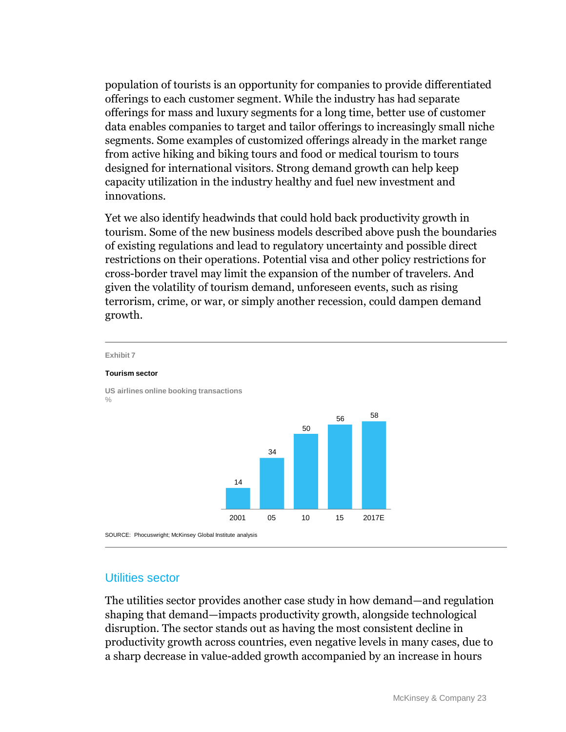population of tourists is an opportunity for companies to provide differentiated offerings to each customer segment. While the industry has had separate offerings for mass and luxury segments for a long time, better use of customer data enables companies to target and tailor offerings to increasingly small niche segments. Some examples of customized offerings already in the market range from active hiking and biking tours and food or medical tourism to tours designed for international visitors. Strong demand growth can help keep capacity utilization in the industry healthy and fuel new investment and innovations.

Yet we also identify headwinds that could hold back productivity growth in tourism. Some of the new business models described above push the boundaries of existing regulations and lead to regulatory uncertainty and possible direct restrictions on their operations. Potential visa and other policy restrictions for cross-border travel may limit the expansion of the number of travelers. And given the volatility of tourism demand, unforeseen events, such as rising terrorism, crime, or war, or simply another recession, could dampen demand growth.

Exhibit 7

**Tourism sector**

US airlines online booking transactions
%

| 2001 | 05 | 10 | 15 | 2017E |
|---|---|---|---|---|
| 14 | 34 | 50 | 56 | 58 |

SOURCE: Phocuswright; McKinsey Global Institute analysis

## Utilities sector

The utilities sector provides another case study in how demand—and regulation shaping that demand—impacts productivity growth, alongside technological disruption. The sector stands out as having the most consistent decline in productivity growth across countries, even negative levels in many cases, due to a sharp decrease in value-added growth accompanied by an increase in hours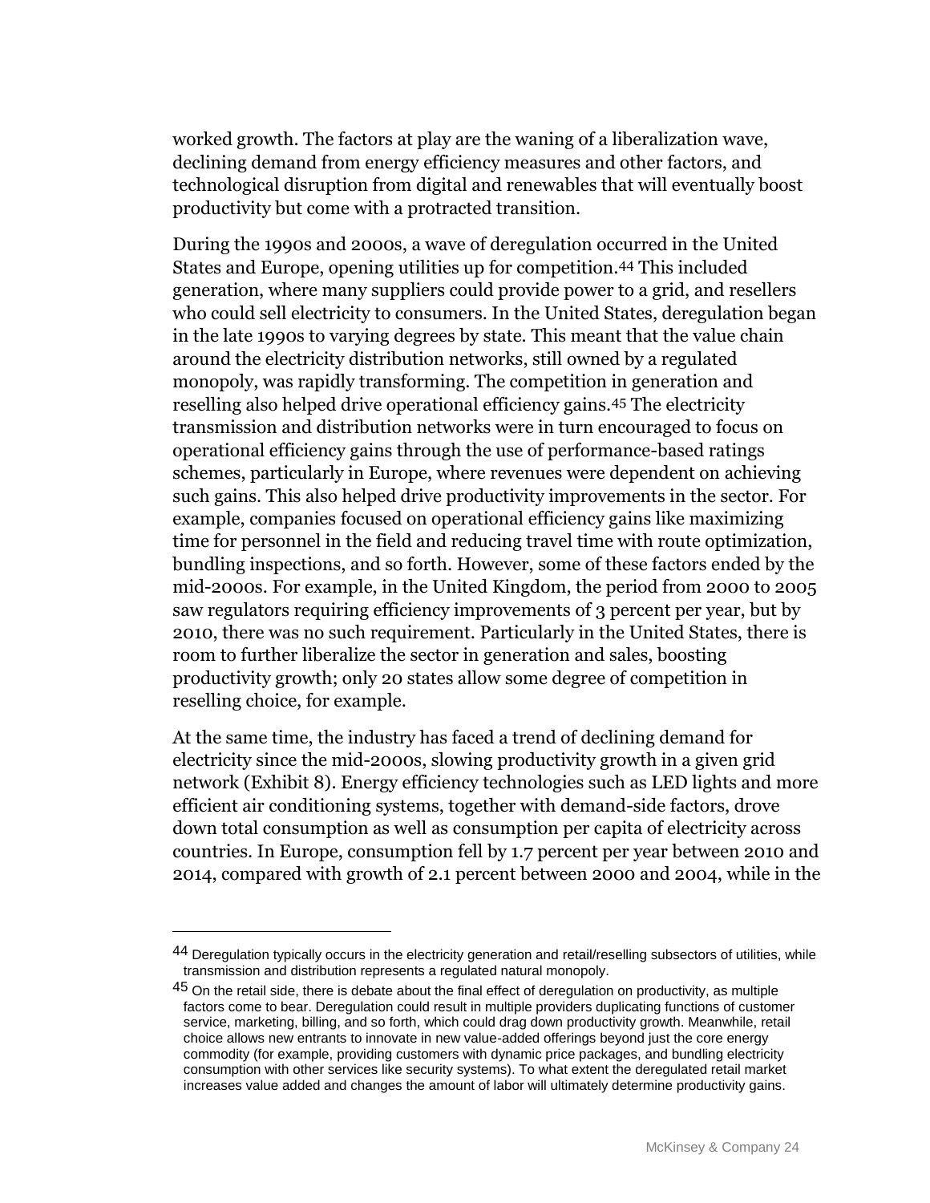worked growth. The factors at play are the waning of a liberalization wave, declining demand from energy efficiency measures and other factors, and technological disruption from digital and renewables that will eventually boost productivity but come with a protracted transition.

During the 1990s and 2000s, a wave of deregulation occurred in the United States and Europe, opening utilities up for competition.[44] This included generation, where many suppliers could provide power to a grid, and resellers who could sell electricity to consumers. In the United States, deregulation began in the late 1990s to varying degrees by state. This meant that the value chain around the electricity distribution networks, still owned by a regulated monopoly, was rapidly transforming. The competition in generation and reselling also helped drive operational efficiency gains.[45] The electricity transmission and distribution networks were in turn encouraged to focus on operational efficiency gains through the use of performance-based ratings schemes, particularly in Europe, where revenues were dependent on achieving such gains. This also helped drive productivity improvements in the sector. For example, companies focused on operational efficiency gains like maximizing time for personnel in the field and reducing travel time with route optimization, bundling inspections, and so forth. However, some of these factors ended by the mid-2000s. For example, in the United Kingdom, the period from 2000 to 2005 saw regulators requiring efficiency improvements of 3 percent per year, but by 2010, there was no such requirement. Particularly in the United States, there is room to further liberalize the sector in generation and sales, boosting productivity growth; only 20 states allow some degree of competition in reselling choice, for example.

At the same time, the industry has faced a trend of declining demand for electricity since the mid-2000s, slowing productivity growth in a given grid network (Exhibit 8). Energy efficiency technologies such as LED lights and more efficient air conditioning systems, together with demand-side factors, drove down total consumption as well as consumption per capita of electricity across countries. In Europe, consumption fell by 1.7 percent per year between 2010 and 2014, compared with growth of 2.1 percent between 2000 and 2004, while in the

---

[44] Deregulation typically occurs in the electricity generation and retail/reselling subsectors of utilities, while transmission and distribution represents a regulated natural monopoly.

[45] On the retail side, there is debate about the final effect of deregulation on productivity, as multiple factors come to bear. Deregulation could result in multiple providers duplicating functions of customer service, marketing, billing, and so forth, which could drag down productivity growth. Meanwhile, retail choice allows new entrants to innovate in new value-added offerings beyond just the core energy commodity (for example, providing customers with dynamic price packages, and bundling electricity consumption with other services like security systems). To what extent the deregulated retail market increases value added and changes the amount of labor will ultimately determine productivity gains.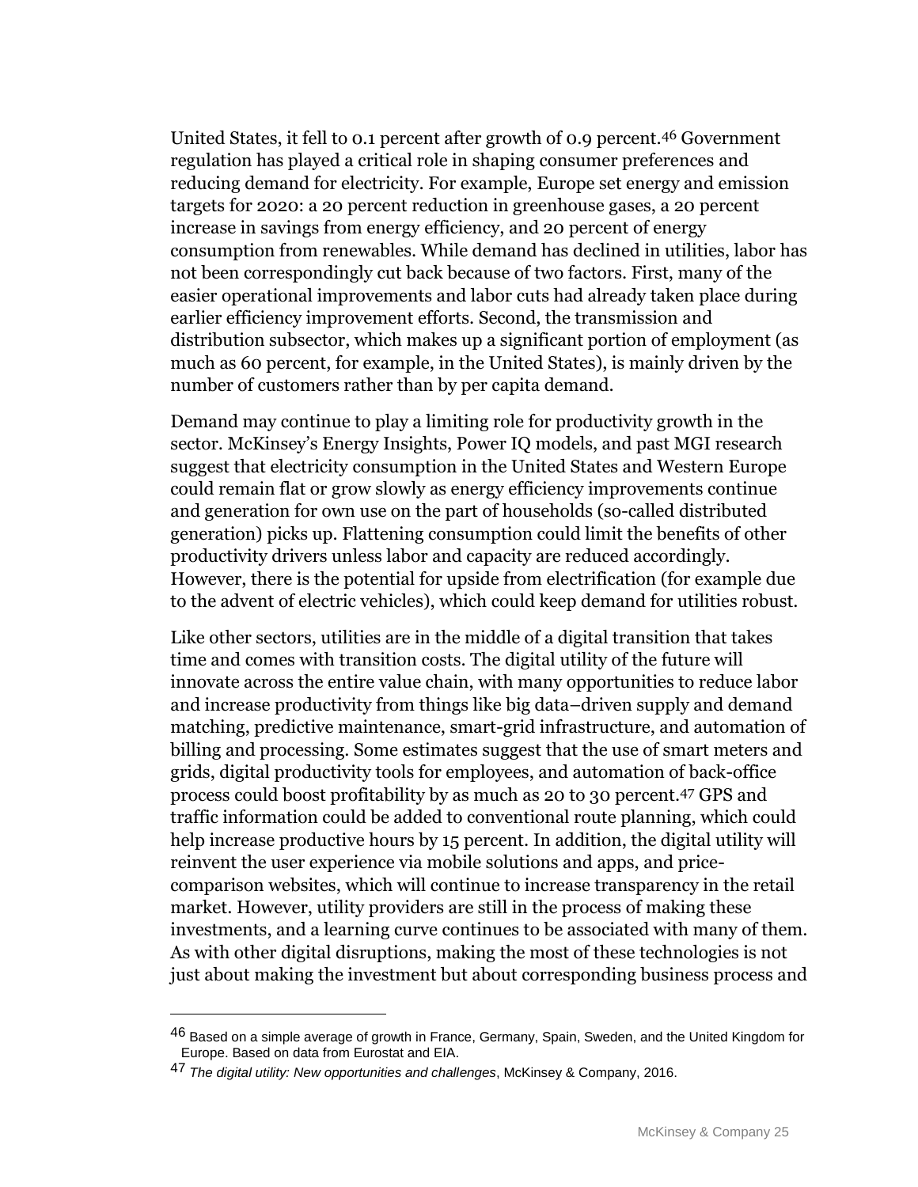United States, it fell to 0.1 percent after growth of 0.9 percent.[46] Government regulation has played a critical role in shaping consumer preferences and reducing demand for electricity. For example, Europe set energy and emission targets for 2020: a 20 percent reduction in greenhouse gases, a 20 percent increase in savings from energy efficiency, and 20 percent of energy consumption from renewables. While demand has declined in utilities, labor has not been correspondingly cut back because of two factors. First, many of the easier operational improvements and labor cuts had already taken place during earlier efficiency improvement efforts. Second, the transmission and distribution subsector, which makes up a significant portion of employment (as much as 60 percent, for example, in the United States), is mainly driven by the number of customers rather than by per capita demand.

Demand may continue to play a limiting role for productivity growth in the sector. McKinsey's Energy Insights, Power IQ models, and past MGI research suggest that electricity consumption in the United States and Western Europe could remain flat or grow slowly as energy efficiency improvements continue and generation for own use on the part of households (so-called distributed generation) picks up. Flattening consumption could limit the benefits of other productivity drivers unless labor and capacity are reduced accordingly. However, there is the potential for upside from electrification (for example due to the advent of electric vehicles), which could keep demand for utilities robust.

Like other sectors, utilities are in the middle of a digital transition that takes time and comes with transition costs. The digital utility of the future will innovate across the entire value chain, with many opportunities to reduce labor and increase productivity from things like big data–driven supply and demand matching, predictive maintenance, smart-grid infrastructure, and automation of billing and processing. Some estimates suggest that the use of smart meters and grids, digital productivity tools for employees, and automation of back-office process could boost profitability by as much as 20 to 30 percent.[47] GPS and traffic information could be added to conventional route planning, which could help increase productive hours by 15 percent. In addition, the digital utility will reinvent the user experience via mobile solutions and apps, and price-comparison websites, which will continue to increase transparency in the retail market. However, utility providers are still in the process of making these investments, and a learning curve continues to be associated with many of them. As with other digital disruptions, making the most of these technologies is not just about making the investment but about corresponding business process and

---

[46] Based on a simple average of growth in France, Germany, Spain, Sweden, and the United Kingdom for Europe. Based on data from Eurostat and EIA.

[47] *The digital utility: New opportunities and challenges*, McKinsey & Company, 2016.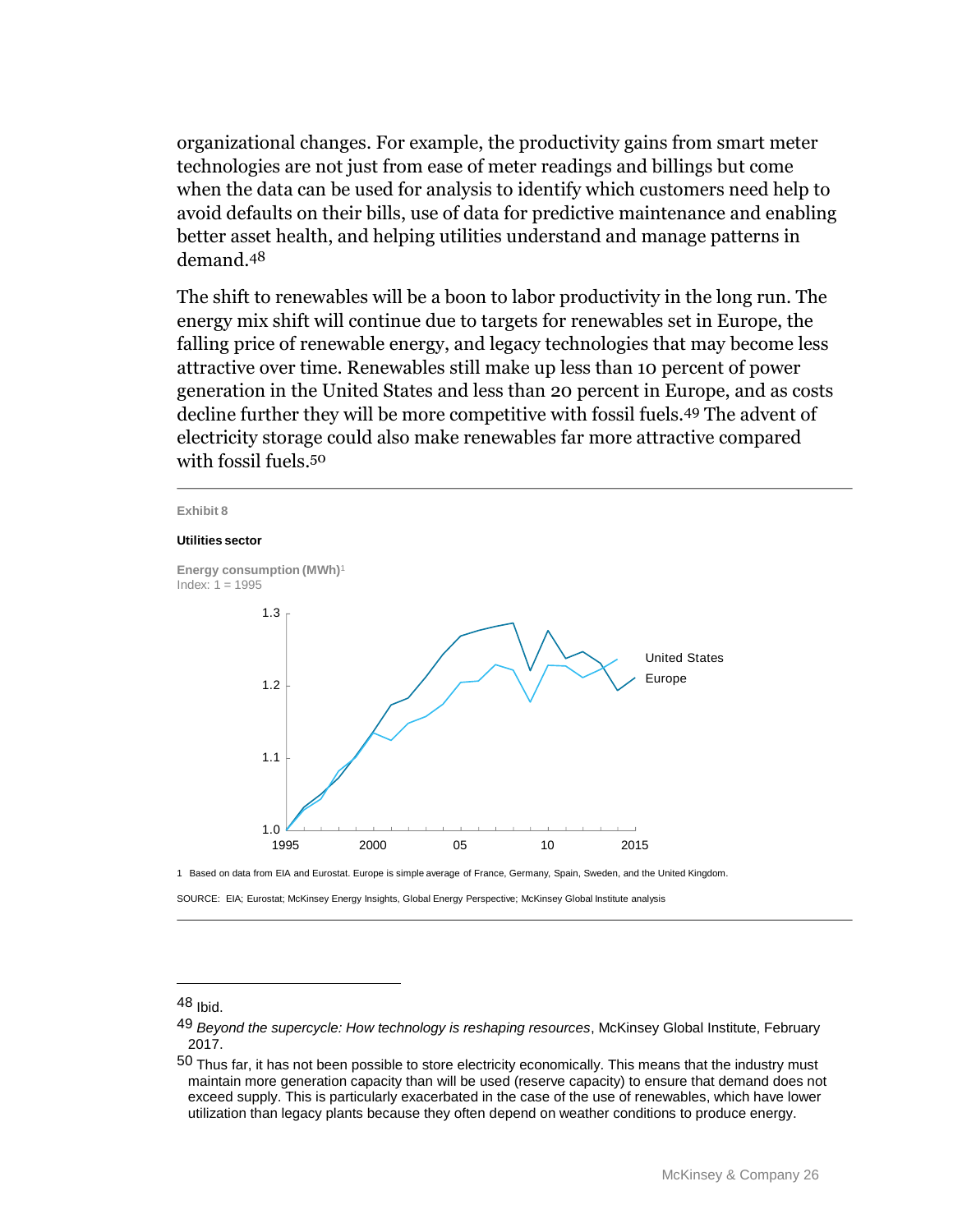organizational changes. For example, the productivity gains from smart meter technologies are not just from ease of meter readings and billings but come when the data can be used for analysis to identify which customers need help to avoid defaults on their bills, use of data for predictive maintenance and enabling better asset health, and helping utilities understand and manage patterns in demand.[48]

The shift to renewables will be a boon to labor productivity in the long run. The energy mix shift will continue due to targets for renewables set in Europe, the falling price of renewable energy, and legacy technologies that may become less attractive over time. Renewables still make up less than 10 percent of power generation in the United States and less than 20 percent in Europe, and as costs decline further they will be more competitive with fossil fuels.[49] The advent of electricity storage could also make renewables far more attractive compared with fossil fuels.[50]

Exhibit 8

**Utilities sector**

**Energy consumption (MWh)**[1]
Index: 1 = 1995

United States
Europe

1995 2000 05 10 2015

1 Based on data from EIA and Eurostat. Europe is simple average of France, Germany, Spain, Sweden, and the United Kingdom.

SOURCE: EIA; Eurostat; McKinsey Energy Insights, Global Energy Perspective; McKinsey Global Institute analysis

---

48 Ibid.

49 *Beyond the supercycle: How technology is reshaping resources*, McKinsey Global Institute, February 2017.

50 Thus far, it has not been possible to store electricity economically. This means that the industry must maintain more generation capacity than will be used (reserve capacity) to ensure that demand does not exceed supply. This is particularly exacerbated in the case of the use of renewables, which have lower utilization than legacy plants because they often depend on weather conditions to produce energy.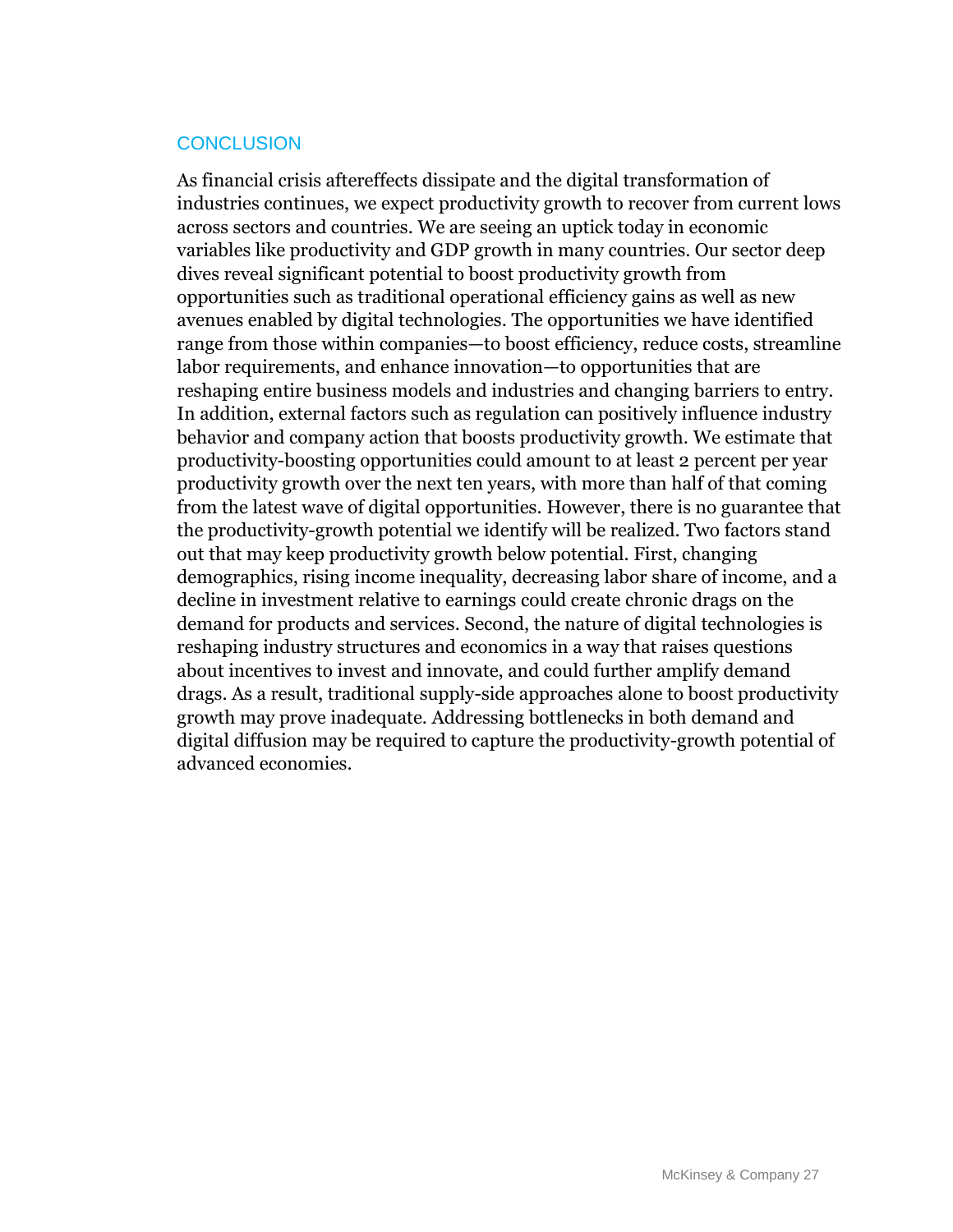## CONCLUSION

As financial crisis aftereffects dissipate and the digital transformation of industries continues, we expect productivity growth to recover from current lows across sectors and countries. We are seeing an uptick today in economic variables like productivity and GDP growth in many countries. Our sector deep dives reveal significant potential to boost productivity growth from opportunities such as traditional operational efficiency gains as well as new avenues enabled by digital technologies. The opportunities we have identified range from those within companies—to boost efficiency, reduce costs, streamline labor requirements, and enhance innovation—to opportunities that are reshaping entire business models and industries and changing barriers to entry. In addition, external factors such as regulation can positively influence industry behavior and company action that boosts productivity growth. We estimate that productivity-boosting opportunities could amount to at least 2 percent per year productivity growth over the next ten years, with more than half of that coming from the latest wave of digital opportunities. However, there is no guarantee that the productivity-growth potential we identify will be realized. Two factors stand out that may keep productivity growth below potential. First, changing demographics, rising income inequality, decreasing labor share of income, and a decline in investment relative to earnings could create chronic drags on the demand for products and services. Second, the nature of digital technologies is reshaping industry structures and economics in a way that raises questions about incentives to invest and innovate, and could further amplify demand drags. As a result, traditional supply-side approaches alone to boost productivity growth may prove inadequate. Addressing bottlenecks in both demand and digital diffusion may be required to capture the productivity-growth potential of advanced economies.